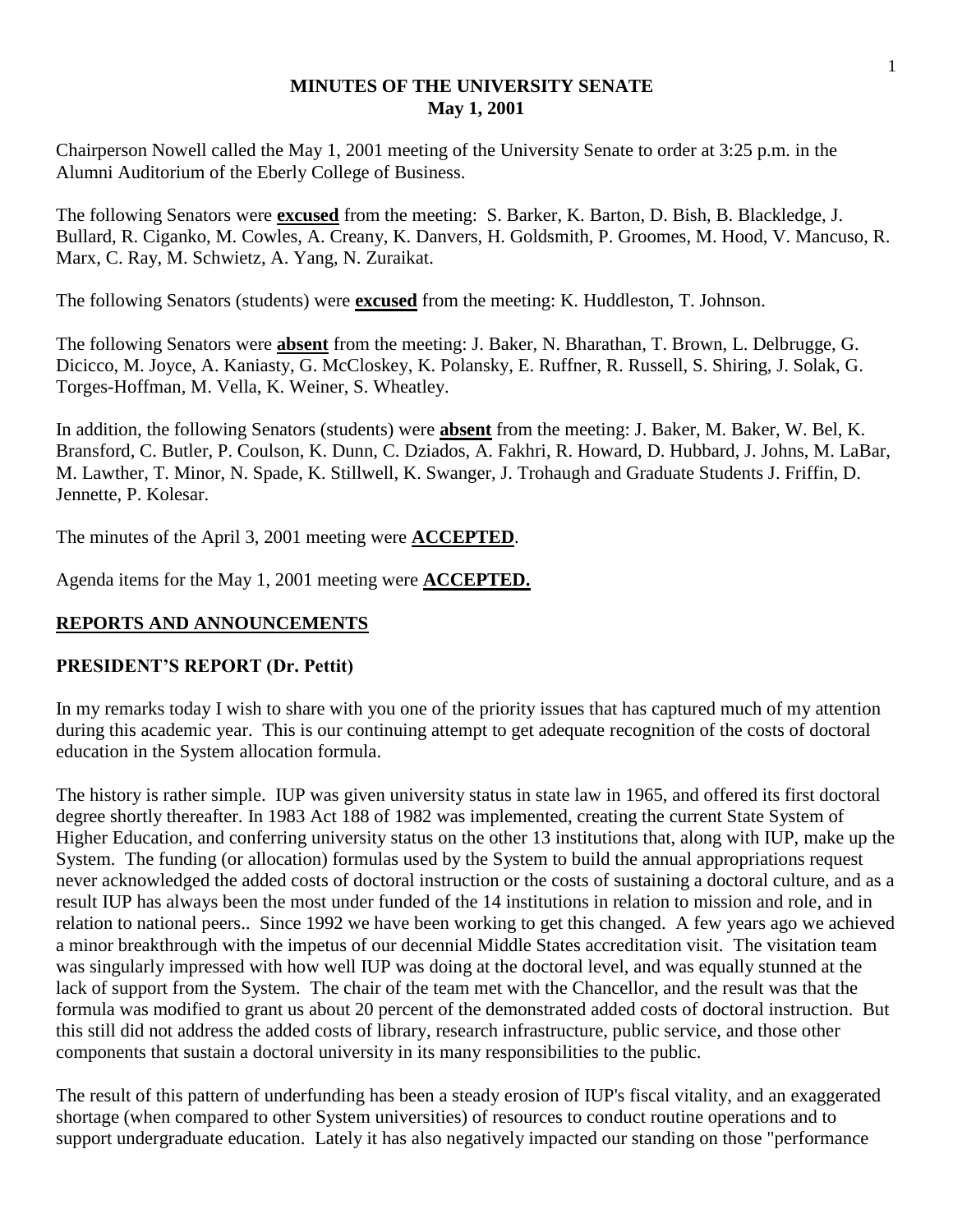# MINUTES OF THE UNIVERSITY SENATE
## May 1, 2001

Chairperson Nowell called the May 1, 2001 meeting of the University Senate to order at 3:25 p.m. in the Alumni Auditorium of the Eberly College of Business.

The following Senators were **excused** from the meeting: S. Barker, K. Barton, D. Bish, B. Blackledge, J. Bullard, R. Ciganko, M. Cowles, A. Creany, K. Danvers, H. Goldsmith, P. Groomes, M. Hood, V. Mancuso, R. Marx, C. Ray, M. Schwietz, A. Yang, N. Zuraikat.

The following Senators (students) were **excused** from the meeting: K. Huddleston, T. Johnson.

The following Senators were **absent** from the meeting: J. Baker, N. Bharathan, T. Brown, L. Delbrugge, G. Dicicco, M. Joyce, A. Kaniasty, G. McCloskey, K. Polansky, E. Ruffner, R. Russell, S. Shiring, J. Solak, G. Torges-Hoffman, M. Vella, K. Weiner, S. Wheatley.

In addition, the following Senators (students) were **absent** from the meeting: J. Baker, M. Baker, W. Bel, K. Bransford, C. Butler, P. Coulson, K. Dunn, C. Dziados, A. Fakhri, R. Howard, D. Hubbard, J. Johns, M. LaBar, M. Lawther, T. Minor, N. Spade, K. Stillwell, K. Swanger, J. Trohaugh and Graduate Students J. Friffin, D. Jennette, P. Kolesar.

The minutes of the April 3, 2001 meeting were **ACCEPTED**.

Agenda items for the May 1, 2001 meeting were **ACCEPTED.**

## REPORTS AND ANNOUNCEMENTS

### PRESIDENT'S REPORT (Dr. Pettit)

In my remarks today I wish to share with you one of the priority issues that has captured much of my attention during this academic year. This is our continuing attempt to get adequate recognition of the costs of doctoral education in the System allocation formula.

The history is rather simple. IUP was given university status in state law in 1965, and offered its first doctoral degree shortly thereafter. In 1983 Act 188 of 1982 was implemented, creating the current State System of Higher Education, and conferring university status on the other 13 institutions that, along with IUP, make up the System. The funding (or allocation) formulas used by the System to build the annual appropriations request never acknowledged the added costs of doctoral instruction or the costs of sustaining a doctoral culture, and as a result IUP has always been the most under funded of the 14 institutions in relation to mission and role, and in relation to national peers.. Since 1992 we have been working to get this changed. A few years ago we achieved a minor breakthrough with the impetus of our decennial Middle States accreditation visit. The visitation team was singularly impressed with how well IUP was doing at the doctoral level, and was equally stunned at the lack of support from the System. The chair of the team met with the Chancellor, and the result was that the formula was modified to grant us about 20 percent of the demonstrated added costs of doctoral instruction. But this still did not address the added costs of library, research infrastructure, public service, and those other components that sustain a doctoral university in its many responsibilities to the public.

The result of this pattern of underfunding has been a steady erosion of IUP's fiscal vitality, and an exaggerated shortage (when compared to other System universities) of resources to conduct routine operations and to support undergraduate education. Lately it has also negatively impacted our standing on those "performance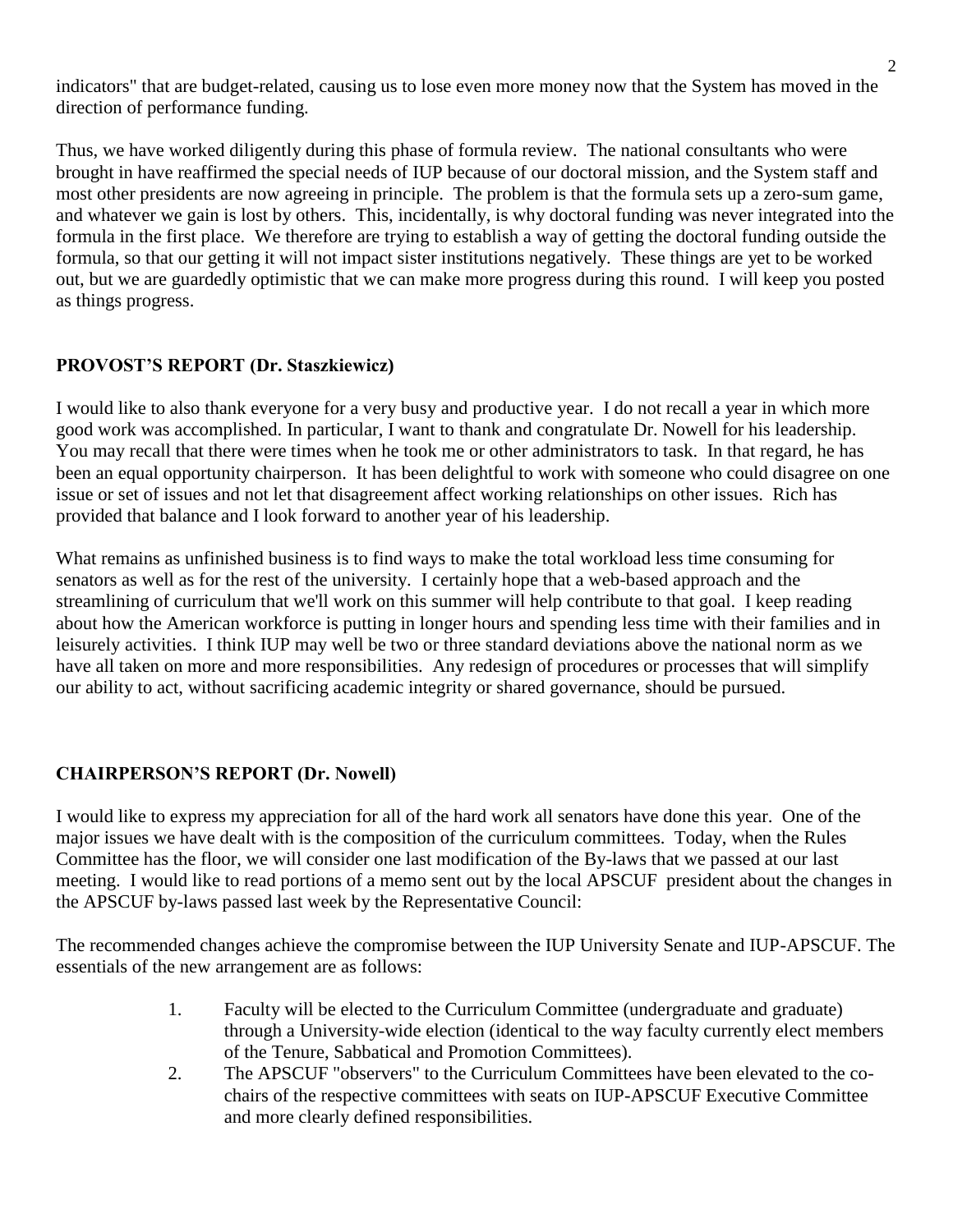indicators" that are budget-related, causing us to lose even more money now that the System has moved in the direction of performance funding.

Thus, we have worked diligently during this phase of formula review. The national consultants who were brought in have reaffirmed the special needs of IUP because of our doctoral mission, and the System staff and most other presidents are now agreeing in principle. The problem is that the formula sets up a zero-sum game, and whatever we gain is lost by others. This, incidentally, is why doctoral funding was never integrated into the formula in the first place. We therefore are trying to establish a way of getting the doctoral funding outside the formula, so that our getting it will not impact sister institutions negatively. These things are yet to be worked out, but we are guardedly optimistic that we can make more progress during this round. I will keep you posted as things progress.

## PROVOST'S REPORT (Dr. Staszkiewicz)

I would like to also thank everyone for a very busy and productive year. I do not recall a year in which more good work was accomplished. In particular, I want to thank and congratulate Dr. Nowell for his leadership. You may recall that there were times when he took me or other administrators to task. In that regard, he has been an equal opportunity chairperson. It has been delightful to work with someone who could disagree on one issue or set of issues and not let that disagreement affect working relationships on other issues. Rich has provided that balance and I look forward to another year of his leadership.

What remains as unfinished business is to find ways to make the total workload less time consuming for senators as well as for the rest of the university. I certainly hope that a web-based approach and the streamlining of curriculum that we'll work on this summer will help contribute to that goal. I keep reading about how the American workforce is putting in longer hours and spending less time with their families and in leisurely activities. I think IUP may well be two or three standard deviations above the national norm as we have all taken on more and more responsibilities. Any redesign of procedures or processes that will simplify our ability to act, without sacrificing academic integrity or shared governance, should be pursued.

## CHAIRPERSON'S REPORT (Dr. Nowell)

I would like to express my appreciation for all of the hard work all senators have done this year. One of the major issues we have dealt with is the composition of the curriculum committees. Today, when the Rules Committee has the floor, we will consider one last modification of the By-laws that we passed at our last meeting. I would like to read portions of a memo sent out by the local APSCUF president about the changes in the APSCUF by-laws passed last week by the Representative Council:

The recommended changes achieve the compromise between the IUP University Senate and IUP-APSCUF. The essentials of the new arrangement are as follows:

1. Faculty will be elected to the Curriculum Committee (undergraduate and graduate) through a University-wide election (identical to the way faculty currently elect members of the Tenure, Sabbatical and Promotion Committees).
2. The APSCUF "observers" to the Curriculum Committees have been elevated to the co-chairs of the respective committees with seats on IUP-APSCUF Executive Committee and more clearly defined responsibilities.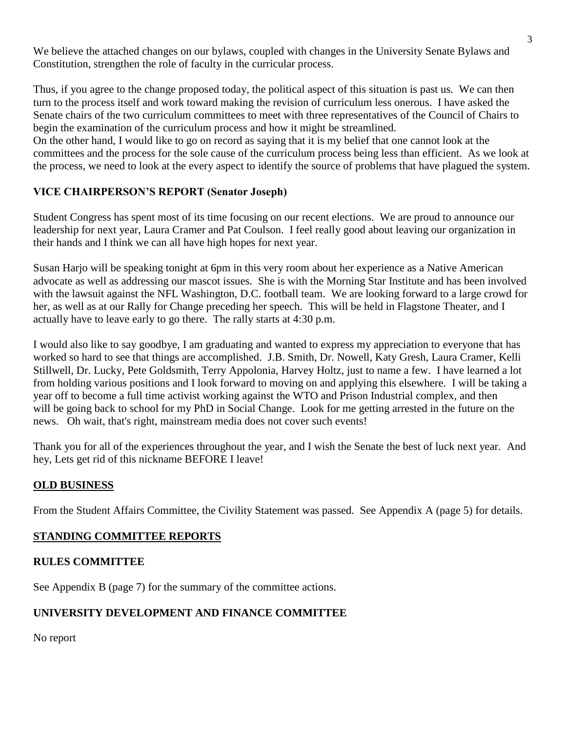We believe the attached changes on our bylaws, coupled with changes in the University Senate Bylaws and Constitution, strengthen the role of faculty in the curricular process.

Thus, if you agree to the change proposed today, the political aspect of this situation is past us. We can then turn to the process itself and work toward making the revision of curriculum less onerous. I have asked the Senate chairs of the two curriculum committees to meet with three representatives of the Council of Chairs to begin the examination of the curriculum process and how it might be streamlined.
On the other hand, I would like to go on record as saying that it is my belief that one cannot look at the committees and the process for the sole cause of the curriculum process being less than efficient. As we look at the process, we need to look at the every aspect to identify the source of problems that have plagued the system.

## VICE CHAIRPERSON'S REPORT (Senator Joseph)

Student Congress has spent most of its time focusing on our recent elections. We are proud to announce our leadership for next year, Laura Cramer and Pat Coulson. I feel really good about leaving our organization in their hands and I think we can all have high hopes for next year.

Susan Harjo will be speaking tonight at 6pm in this very room about her experience as a Native American advocate as well as addressing our mascot issues. She is with the Morning Star Institute and has been involved with the lawsuit against the NFL Washington, D.C. football team. We are looking forward to a large crowd for her, as well as at our Rally for Change preceding her speech. This will be held in Flagstone Theater, and I actually have to leave early to go there. The rally starts at 4:30 p.m.

I would also like to say goodbye, I am graduating and wanted to express my appreciation to everyone that has worked so hard to see that things are accomplished. J.B. Smith, Dr. Nowell, Katy Gresh, Laura Cramer, Kelli Stillwell, Dr. Lucky, Pete Goldsmith, Terry Appolonia, Harvey Holtz, just to name a few. I have learned a lot from holding various positions and I look forward to moving on and applying this elsewhere. I will be taking a year off to become a full time activist working against the WTO and Prison Industrial complex, and then will be going back to school for my PhD in Social Change. Look for me getting arrested in the future on the news. Oh wait, that's right, mainstream media does not cover such events!

Thank you for all of the experiences throughout the year, and I wish the Senate the best of luck next year. And hey, Lets get rid of this nickname BEFORE I leave!

## OLD BUSINESS

From the Student Affairs Committee, the Civility Statement was passed. See Appendix A (page 5) for details.

## STANDING COMMITTEE REPORTS

### RULES COMMITTEE

See Appendix B (page 7) for the summary of the committee actions.

### UNIVERSITY DEVELOPMENT AND FINANCE COMMITTEE

No report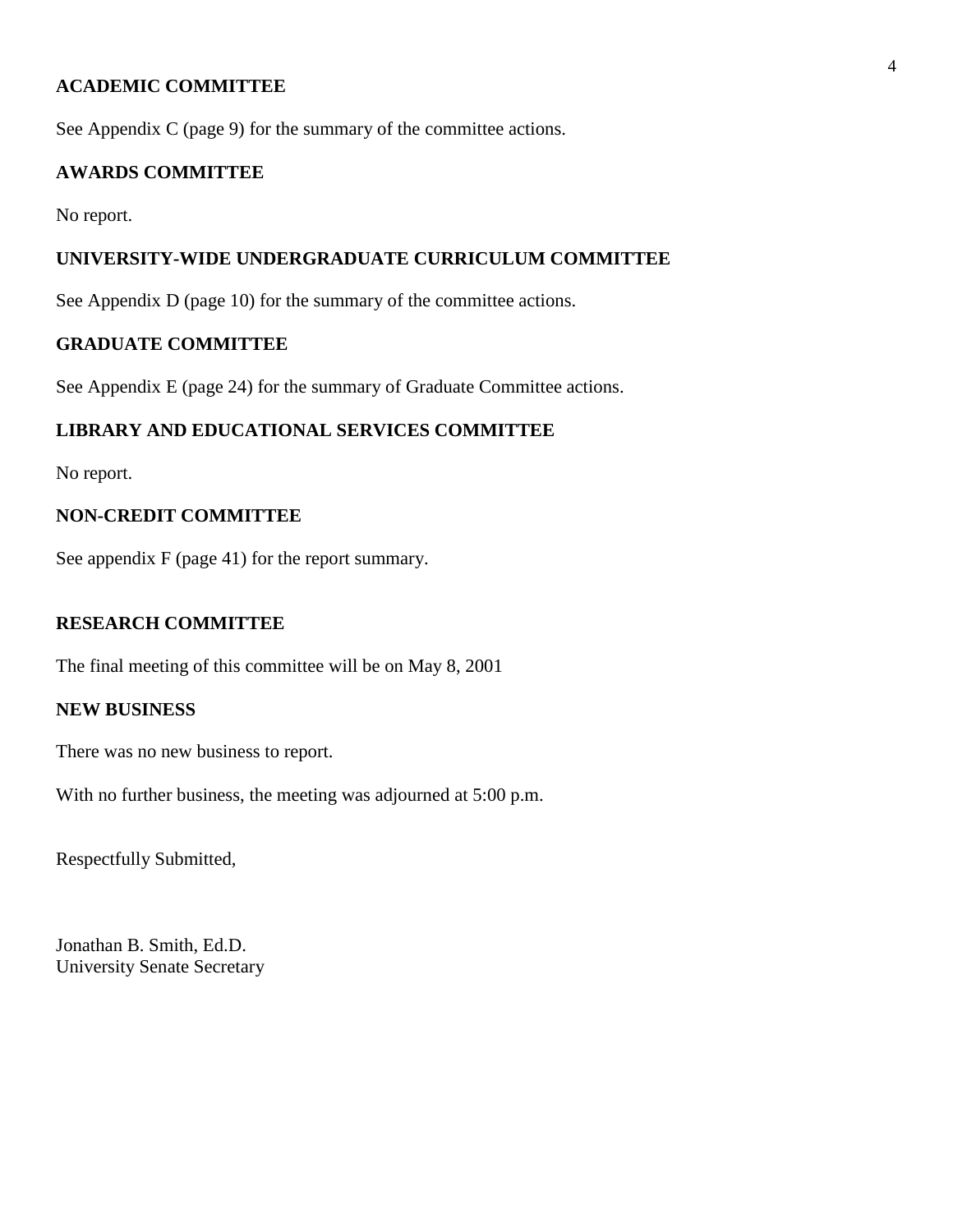## ACADEMIC COMMITTEE

See Appendix C (page 9) for the summary of the committee actions.

## AWARDS COMMITTEE

No report.

## UNIVERSITY-WIDE UNDERGRADUATE CURRICULUM COMMITTEE

See Appendix D (page 10) for the summary of the committee actions.

## GRADUATE COMMITTEE

See Appendix E (page 24) for the summary of Graduate Committee actions.

## LIBRARY AND EDUCATIONAL SERVICES COMMITTEE

No report.

## NON-CREDIT COMMITTEE

See appendix F (page 41) for the report summary.

## RESEARCH COMMITTEE

The final meeting of this committee will be on May 8, 2001

## NEW BUSINESS

There was no new business to report.

With no further business, the meeting was adjourned at 5:00 p.m.

Respectfully Submitted,

Jonathan B. Smith, Ed.D.
University Senate Secretary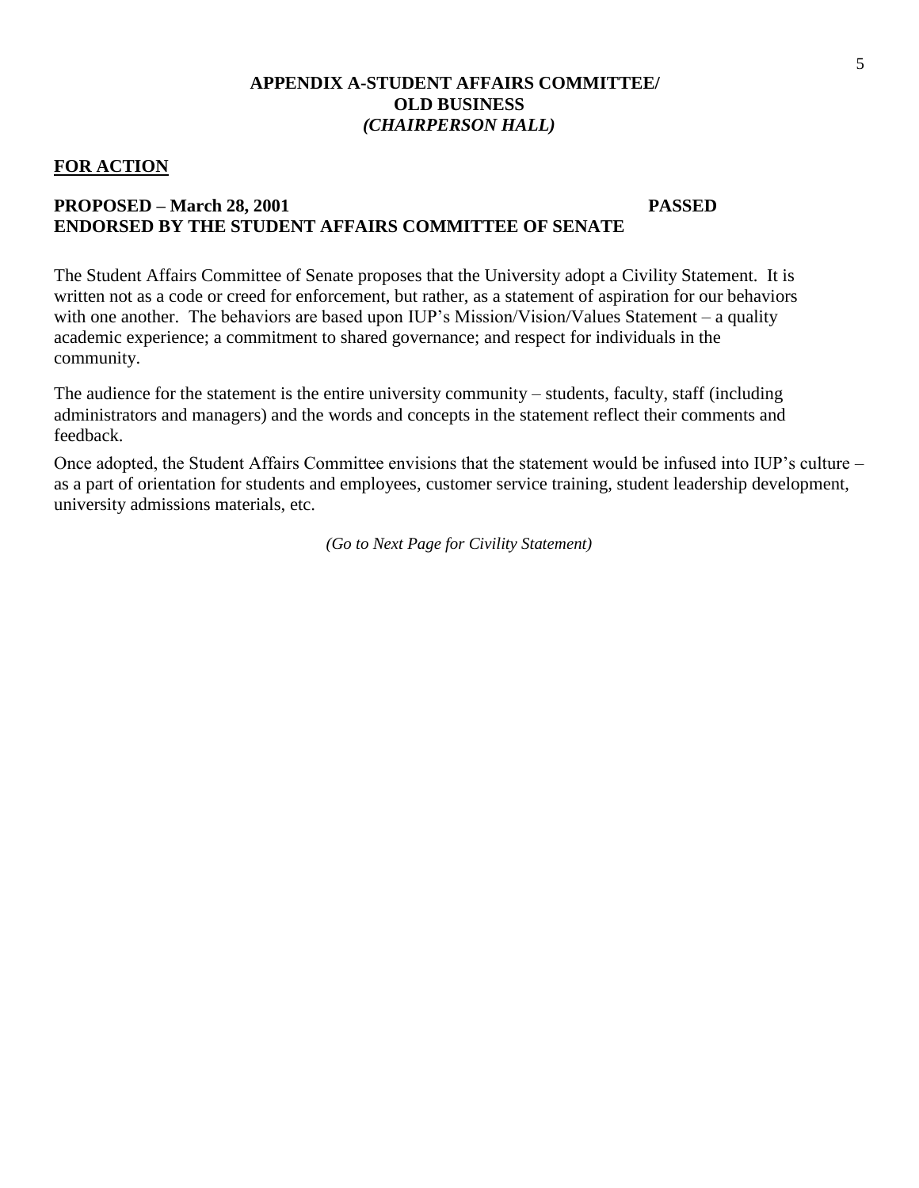## APPENDIX A-STUDENT AFFAIRS COMMITTEE/
## OLD BUSINESS
## *(CHAIRPERSON HALL)*

**FOR ACTION**

**PROPOSED – March 28, 2001** **PASSED**
**ENDORSED BY THE STUDENT AFFAIRS COMMITTEE OF SENATE**

The Student Affairs Committee of Senate proposes that the University adopt a Civility Statement. It is written not as a code or creed for enforcement, but rather, as a statement of aspiration for our behaviors with one another. The behaviors are based upon IUP's Mission/Vision/Values Statement – a quality academic experience; a commitment to shared governance; and respect for individuals in the community.

The audience for the statement is the entire university community – students, faculty, staff (including administrators and managers) and the words and concepts in the statement reflect their comments and feedback.

Once adopted, the Student Affairs Committee envisions that the statement would be infused into IUP's culture – as a part of orientation for students and employees, customer service training, student leadership development, university admissions materials, etc.

*(Go to Next Page for Civility Statement)*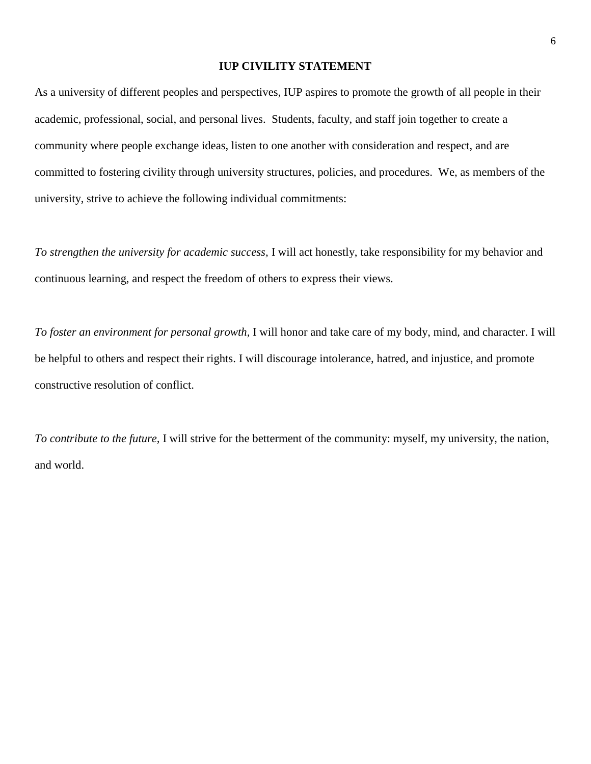# IUP CIVILITY STATEMENT

As a university of different peoples and perspectives, IUP aspires to promote the growth of all people in their academic, professional, social, and personal lives. Students, faculty, and staff join together to create a community where people exchange ideas, listen to one another with consideration and respect, and are committed to fostering civility through university structures, policies, and procedures. We, as members of the university, strive to achieve the following individual commitments:

*To strengthen the university for academic success,* I will act honestly, take responsibility for my behavior and continuous learning, and respect the freedom of others to express their views.

*To foster an environment for personal growth,* I will honor and take care of my body, mind, and character. I will be helpful to others and respect their rights. I will discourage intolerance, hatred, and injustice, and promote constructive resolution of conflict.

*To contribute to the future,* I will strive for the betterment of the community: myself, my university, the nation, and world.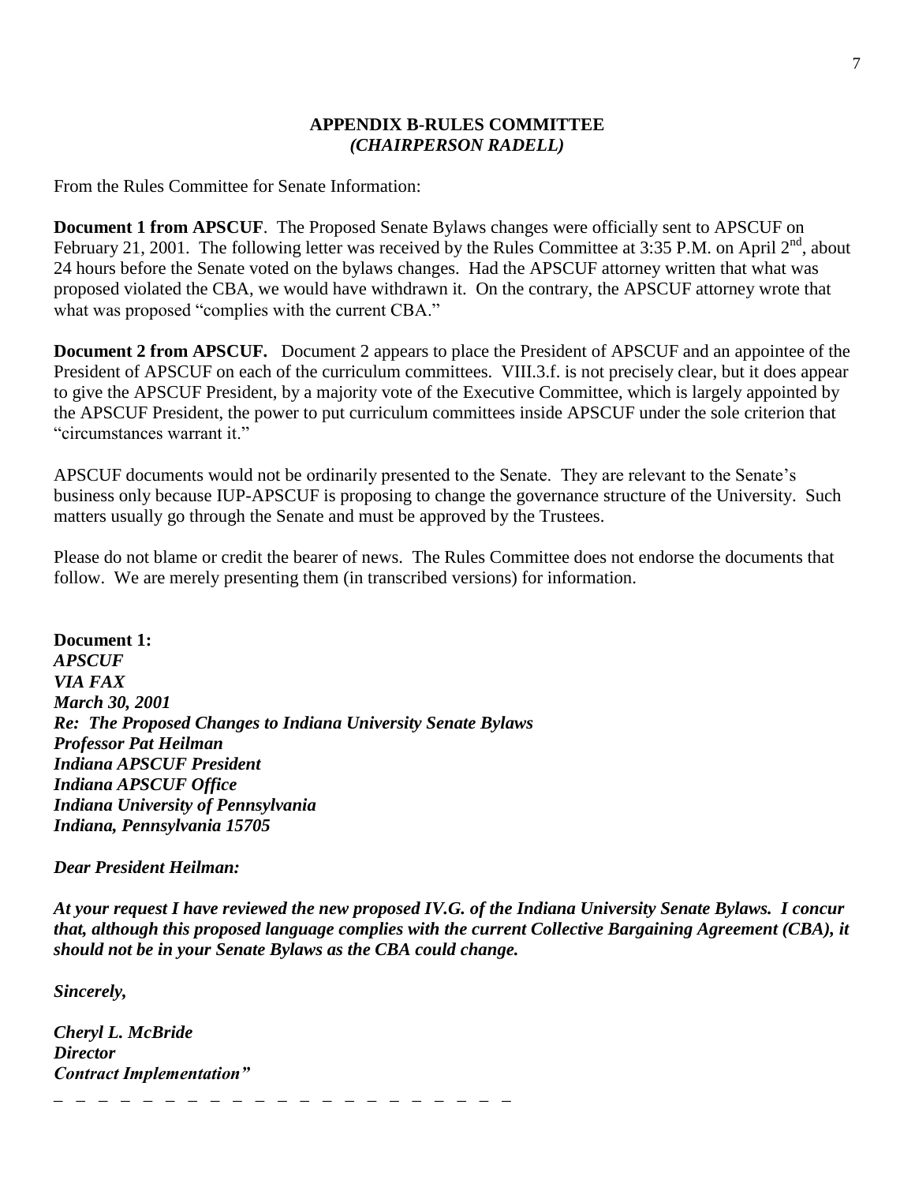## APPENDIX B-RULES COMMITTEE
### *(CHAIRPERSON RADELL)*

From the Rules Committee for Senate Information:

**Document 1 from APSCUF**. The Proposed Senate Bylaws changes were officially sent to APSCUF on February 21, 2001. The following letter was received by the Rules Committee at 3:35 P.M. on April 2nd, about 24 hours before the Senate voted on the bylaws changes. Had the APSCUF attorney written that what was proposed violated the CBA, we would have withdrawn it. On the contrary, the APSCUF attorney wrote that what was proposed "complies with the current CBA."

**Document 2 from APSCUF.** Document 2 appears to place the President of APSCUF and an appointee of the President of APSCUF on each of the curriculum committees. VIII.3.f. is not precisely clear, but it does appear to give the APSCUF President, by a majority vote of the Executive Committee, which is largely appointed by the APSCUF President, the power to put curriculum committees inside APSCUF under the sole criterion that "circumstances warrant it."

APSCUF documents would not be ordinarily presented to the Senate. They are relevant to the Senate's business only because IUP-APSCUF is proposing to change the governance structure of the University. Such matters usually go through the Senate and must be approved by the Trustees.

Please do not blame or credit the bearer of news. The Rules Committee does not endorse the documents that follow. We are merely presenting them (in transcribed versions) for information.

**Document 1:**
***APSCUF***
***VIA FAX***
***March 30, 2001***
***Re: The Proposed Changes to Indiana University Senate Bylaws***
***Professor Pat Heilman***
***Indiana APSCUF President***
***Indiana APSCUF Office***
***Indiana University of Pennsylvania***
***Indiana, Pennsylvania 15705***

***Dear President Heilman:***

***At your request I have reviewed the new proposed IV.G. of the Indiana University Senate Bylaws. I concur that, although this proposed language complies with the current Collective Bargaining Agreement (CBA), it should not be in your Senate Bylaws as the CBA could change.***

***Sincerely,***

***Cheryl L. McBride***
***Director***
***Contract Implementation"***

\_ \_ \_ \_ \_ \_ \_ \_ \_ \_ \_ \_ \_ \_ \_ \_ \_ \_ \_ \_ \_ \_ \_ \_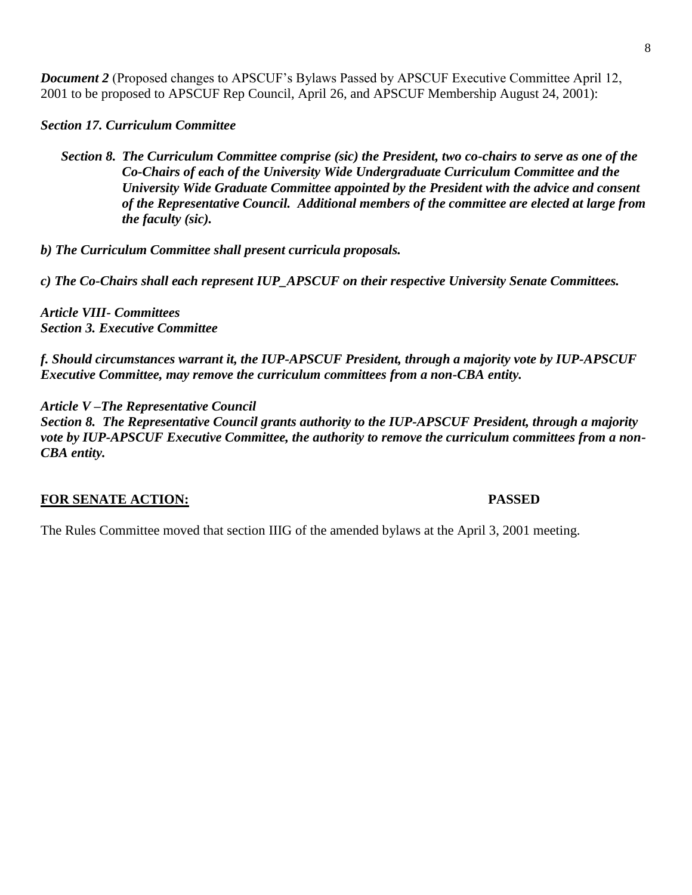***Document 2*** (Proposed changes to APSCUF's Bylaws Passed by APSCUF Executive Committee April 12, 2001 to be proposed to APSCUF Rep Council, April 26, and APSCUF Membership August 24, 2001):

***Section 17. Curriculum Committee***

> ***Section 8. The Curriculum Committee comprise (sic) the President, two co-chairs to serve as one of the Co-Chairs of each of the University Wide Undergraduate Curriculum Committee and the University Wide Graduate Committee appointed by the President with the advice and consent of the Representative Council. Additional members of the committee are elected at large from the faculty (sic).***

***b) The Curriculum Committee shall present curricula proposals.***

***c) The Co-Chairs shall each represent IUP_APSCUF on their respective University Senate Committees.***

***Article VIII- Committees***
***Section 3. Executive Committee***

***f. Should circumstances warrant it, the IUP-APSCUF President, through a majority vote by IUP-APSCUF Executive Committee, may remove the curriculum committees from a non-CBA entity.***

***Article V –The Representative Council***
***Section 8. The Representative Council grants authority to the IUP-APSCUF President, through a majority vote by IUP-APSCUF Executive Committee, the authority to remove the curriculum committees from a non-CBA entity.***

**FOR SENATE ACTION:** **PASSED**

The Rules Committee moved that section IIIG of the amended bylaws at the April 3, 2001 meeting.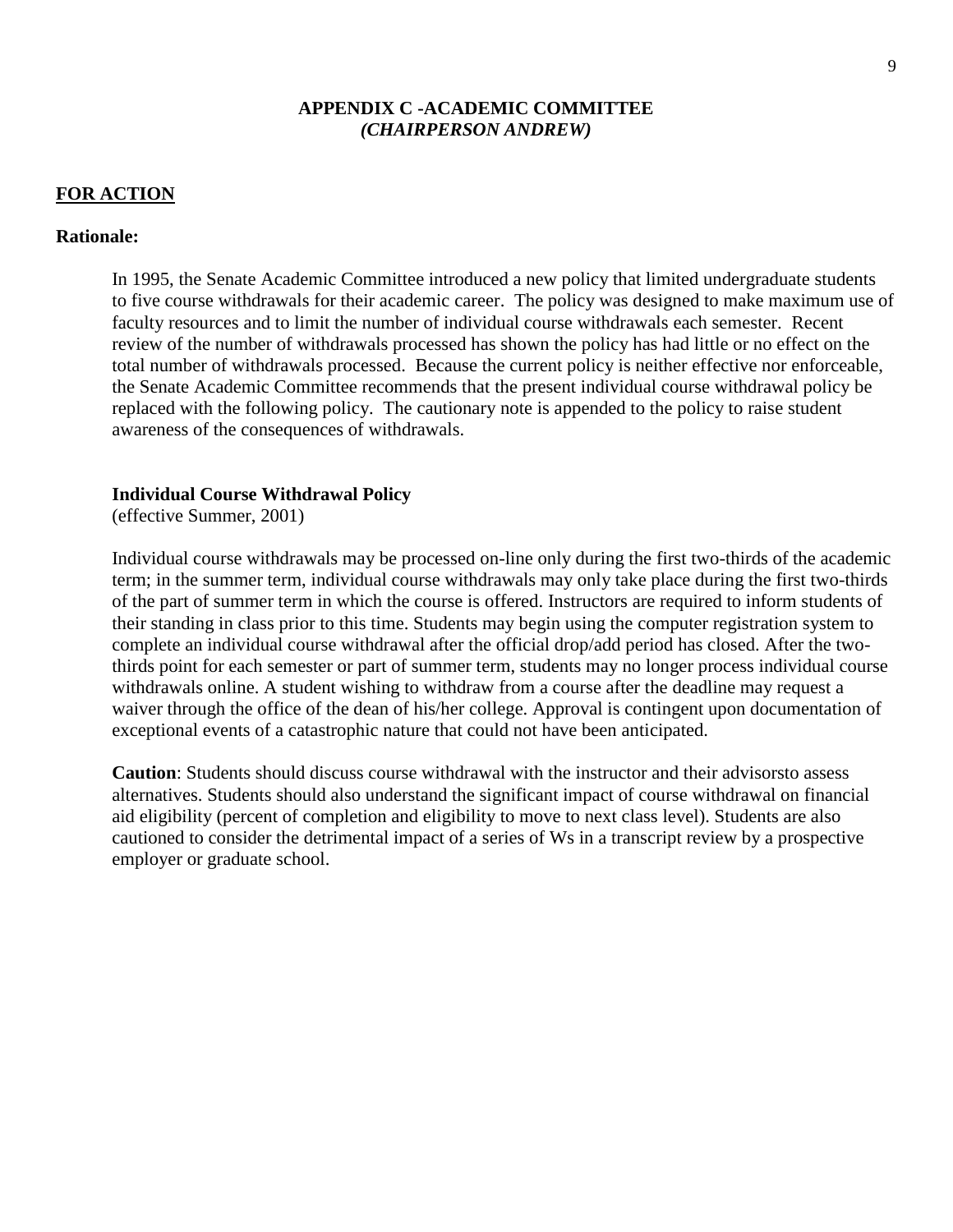## APPENDIX C -ACADEMIC COMMITTEE
### *(CHAIRPERSON ANDREW)*

**FOR ACTION**

**Rationale:**

In 1995, the Senate Academic Committee introduced a new policy that limited undergraduate students to five course withdrawals for their academic career. The policy was designed to make maximum use of faculty resources and to limit the number of individual course withdrawals each semester. Recent review of the number of withdrawals processed has shown the policy has had little or no effect on the total number of withdrawals processed. Because the current policy is neither effective nor enforceable, the Senate Academic Committee recommends that the present individual course withdrawal policy be replaced with the following policy. The cautionary note is appended to the policy to raise student awareness of the consequences of withdrawals.

**Individual Course Withdrawal Policy**
(effective Summer, 2001)

Individual course withdrawals may be processed on-line only during the first two-thirds of the academic term; in the summer term, individual course withdrawals may only take place during the first two-thirds of the part of summer term in which the course is offered. Instructors are required to inform students of their standing in class prior to this time. Students may begin using the computer registration system to complete an individual course withdrawal after the official drop/add period has closed. After the two-thirds point for each semester or part of summer term, students may no longer process individual course withdrawals online. A student wishing to withdraw from a course after the deadline may request a waiver through the office of the dean of his/her college. Approval is contingent upon documentation of exceptional events of a catastrophic nature that could not have been anticipated.

**Caution**: Students should discuss course withdrawal with the instructor and their advisorsto assess alternatives. Students should also understand the significant impact of course withdrawal on financial aid eligibility (percent of completion and eligibility to move to next class level). Students are also cautioned to consider the detrimental impact of a series of Ws in a transcript review by a prospective employer or graduate school.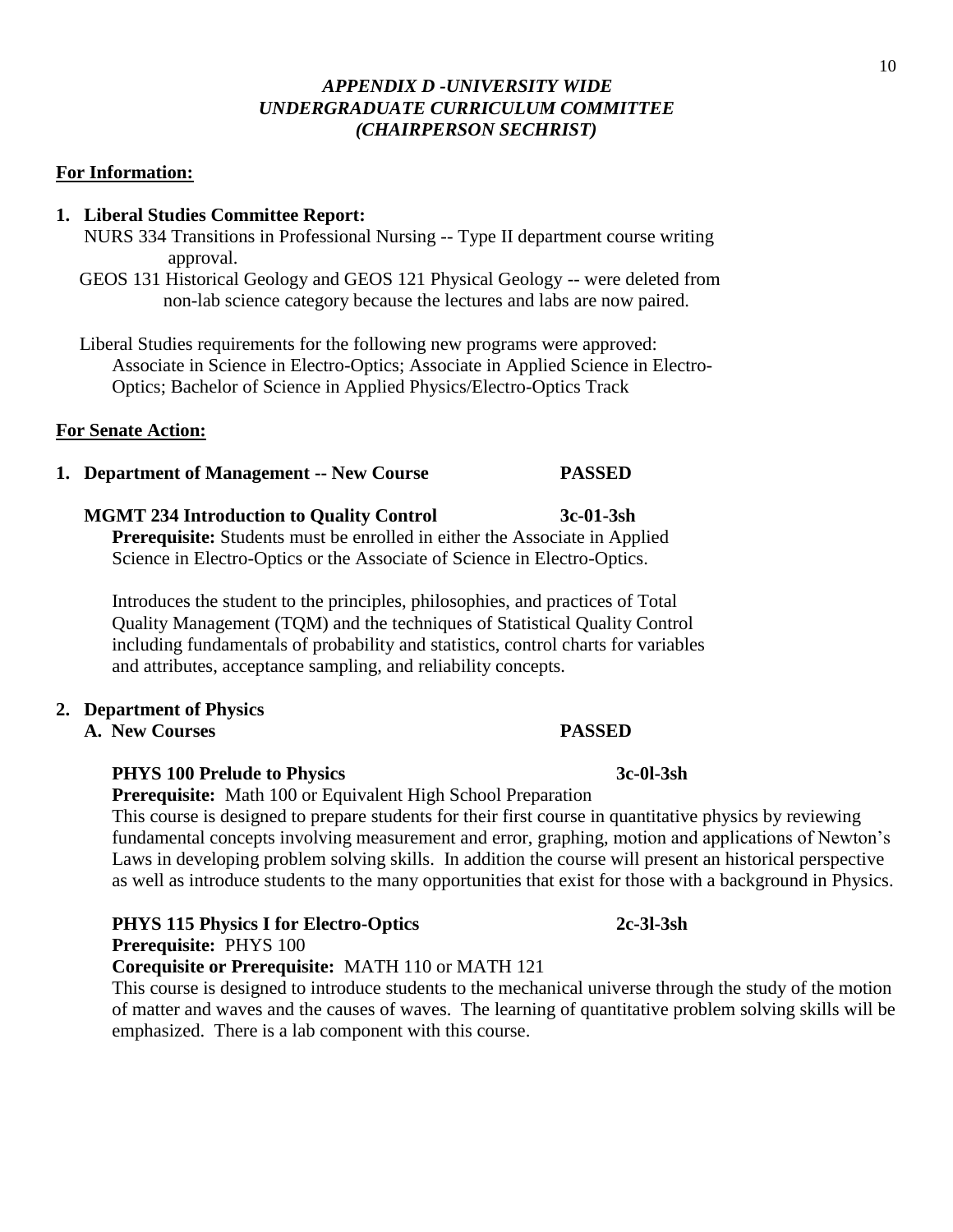## *APPENDIX D -UNIVERSITY WIDE UNDERGRADUATE CURRICULUM COMMITTEE (CHAIRPERSON SECHRIST)*

**For Information:**

1. **Liberal Studies Committee Report:**

   NURS 334 Transitions in Professional Nursing -- Type II department course writing approval.

   GEOS 131 Historical Geology and GEOS 121 Physical Geology -- were deleted from non-lab science category because the lectures and labs are now paired.

   Liberal Studies requirements for the following new programs were approved: Associate in Science in Electro-Optics; Associate in Applied Science in Electro-Optics; Bachelor of Science in Applied Physics/Electro-Optics Track

**For Senate Action:**

1. **Department of Management -- New Course** **PASSED**

   **MGMT 234 Introduction to Quality Control** **3c-01-3sh**

   **Prerequisite:** Students must be enrolled in either the Associate in Applied Science in Electro-Optics or the Associate of Science in Electro-Optics.

   Introduces the student to the principles, philosophies, and practices of Total Quality Management (TQM) and the techniques of Statistical Quality Control including fundamentals of probability and statistics, control charts for variables and attributes, acceptance sampling, and reliability concepts.

2. **Department of Physics**

   **A. New Courses** **PASSED**

   **PHYS 100 Prelude to Physics** **3c-0l-3sh**

   **Prerequisite:** Math 100 or Equivalent High School Preparation

   This course is designed to prepare students for their first course in quantitative physics by reviewing fundamental concepts involving measurement and error, graphing, motion and applications of Newton's Laws in developing problem solving skills. In addition the course will present an historical perspective as well as introduce students to the many opportunities that exist for those with a background in Physics.

   **PHYS 115 Physics I for Electro-Optics** **2c-3l-3sh**

   **Prerequisite:** PHYS 100

   **Corequisite or Prerequisite:** MATH 110 or MATH 121

   This course is designed to introduce students to the mechanical universe through the study of the motion of matter and waves and the causes of waves. The learning of quantitative problem solving skills will be emphasized. There is a lab component with this course.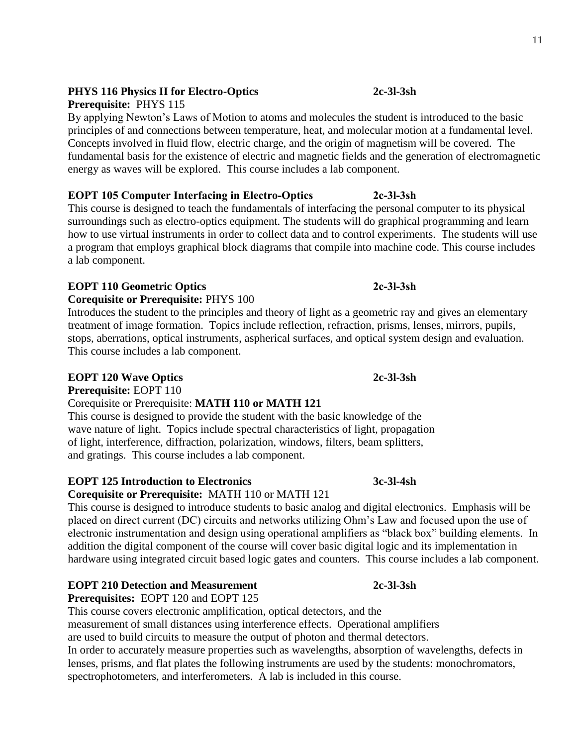**PHYS 116 Physics II for Electro-Optics 2c-3l-3sh**
**Prerequisite:** PHYS 115
By applying Newton's Laws of Motion to atoms and molecules the student is introduced to the basic principles of and connections between temperature, heat, and molecular motion at a fundamental level. Concepts involved in fluid flow, electric charge, and the origin of magnetism will be covered. The fundamental basis for the existence of electric and magnetic fields and the generation of electromagnetic energy as waves will be explored. This course includes a lab component.

**EOPT 105 Computer Interfacing in Electro-Optics 2c-3l-3sh**
This course is designed to teach the fundamentals of interfacing the personal computer to its physical surroundings such as electro-optics equipment. The students will do graphical programming and learn how to use virtual instruments in order to collect data and to control experiments. The students will use a program that employs graphical block diagrams that compile into machine code. This course includes a lab component.

**EOPT 110 Geometric Optics 2c-3l-3sh**
**Corequisite or Prerequisite:** PHYS 100
Introduces the student to the principles and theory of light as a geometric ray and gives an elementary treatment of image formation. Topics include reflection, refraction, prisms, lenses, mirrors, pupils, stops, aberrations, optical instruments, aspherical surfaces, and optical system design and evaluation. This course includes a lab component.

**EOPT 120 Wave Optics 2c-3l-3sh**
**Prerequisite:** EOPT 110
Corequisite or Prerequisite: **MATH 110 or MATH 121**
This course is designed to provide the student with the basic knowledge of the wave nature of light. Topics include spectral characteristics of light, propagation of light, interference, diffraction, polarization, windows, filters, beam splitters, and gratings. This course includes a lab component.

**EOPT 125 Introduction to Electronics 3c-3l-4sh**
**Corequisite or Prerequisite:** MATH 110 or MATH 121
This course is designed to introduce students to basic analog and digital electronics. Emphasis will be placed on direct current (DC) circuits and networks utilizing Ohm's Law and focused upon the use of electronic instrumentation and design using operational amplifiers as "black box" building elements. In addition the digital component of the course will cover basic digital logic and its implementation in hardware using integrated circuit based logic gates and counters. This course includes a lab component.

**EOPT 210 Detection and Measurement 2c-3l-3sh**
**Prerequisites:** EOPT 120 and EOPT 125
This course covers electronic amplification, optical detectors, and the measurement of small distances using interference effects. Operational amplifiers are used to build circuits to measure the output of photon and thermal detectors. In order to accurately measure properties such as wavelengths, absorption of wavelengths, defects in lenses, prisms, and flat plates the following instruments are used by the students: monochromators, spectrophotometers, and interferometers. A lab is included in this course.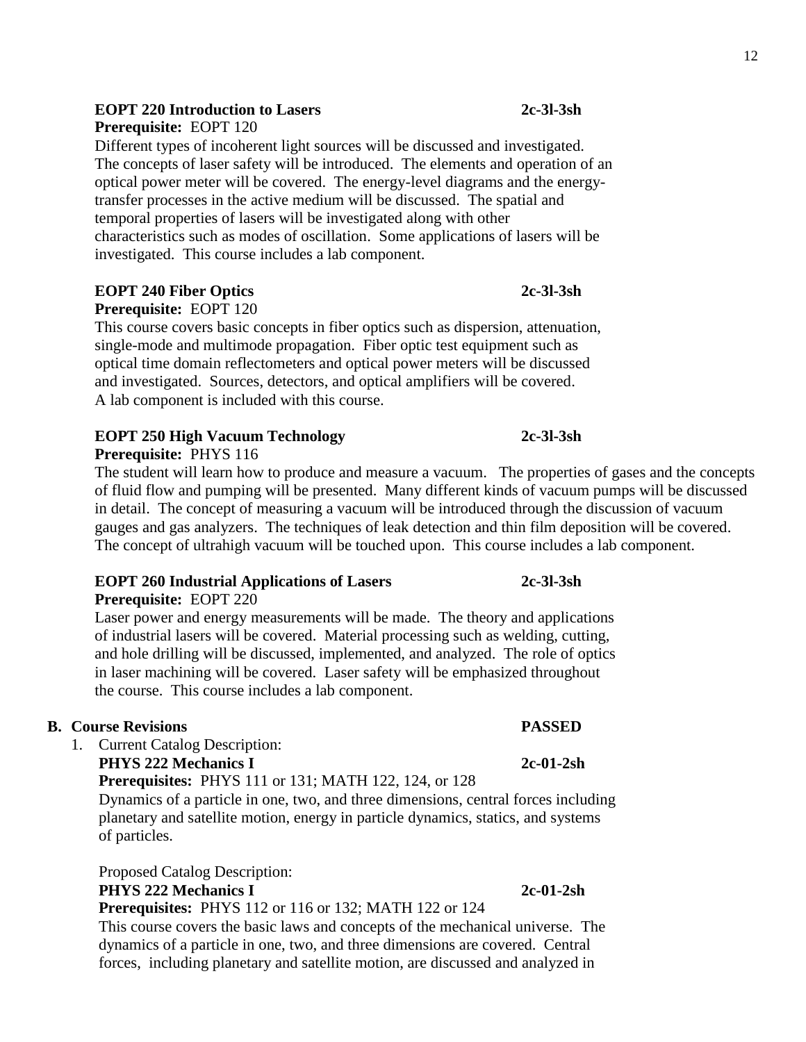**EOPT 220 Introduction to Lasers** **2c-3l-3sh**
**Prerequisite:** EOPT 120
Different types of incoherent light sources will be discussed and investigated. The concepts of laser safety will be introduced. The elements and operation of an optical power meter will be covered. The energy-level diagrams and the energy-transfer processes in the active medium will be discussed. The spatial and temporal properties of lasers will be investigated along with other characteristics such as modes of oscillation. Some applications of lasers will be investigated. This course includes a lab component.

**EOPT 240 Fiber Optics** **2c-3l-3sh**
**Prerequisite:** EOPT 120
This course covers basic concepts in fiber optics such as dispersion, attenuation, single-mode and multimode propagation. Fiber optic test equipment such as optical time domain reflectometers and optical power meters will be discussed and investigated. Sources, detectors, and optical amplifiers will be covered. A lab component is included with this course.

**EOPT 250 High Vacuum Technology** **2c-3l-3sh**
**Prerequisite:** PHYS 116
The student will learn how to produce and measure a vacuum. The properties of gases and the concepts of fluid flow and pumping will be presented. Many different kinds of vacuum pumps will be discussed in detail. The concept of measuring a vacuum will be introduced through the discussion of vacuum gauges and gas analyzers. The techniques of leak detection and thin film deposition will be covered. The concept of ultrahigh vacuum will be touched upon. This course includes a lab component.

**EOPT 260 Industrial Applications of Lasers** **2c-3l-3sh**
**Prerequisite:** EOPT 220
Laser power and energy measurements will be made. The theory and applications of industrial lasers will be covered. Material processing such as welding, cutting, and hole drilling will be discussed, implemented, and analyzed. The role of optics in laser machining will be covered. Laser safety will be emphasized throughout the course. This course includes a lab component.

**B. Course Revisions** **PASSED**

1. Current Catalog Description:
   **PHYS 222 Mechanics I** **2c-01-2sh**
   **Prerequisites:** PHYS 111 or 131; MATH 122, 124, or 128
   Dynamics of a particle in one, two, and three dimensions, central forces including planetary and satellite motion, energy in particle dynamics, statics, and systems of particles.

   Proposed Catalog Description:
   **PHYS 222 Mechanics I** **2c-01-2sh**
   **Prerequisites:** PHYS 112 or 116 or 132; MATH 122 or 124
   This course covers the basic laws and concepts of the mechanical universe. The dynamics of a particle in one, two, and three dimensions are covered. Central forces, including planetary and satellite motion, are discussed and analyzed in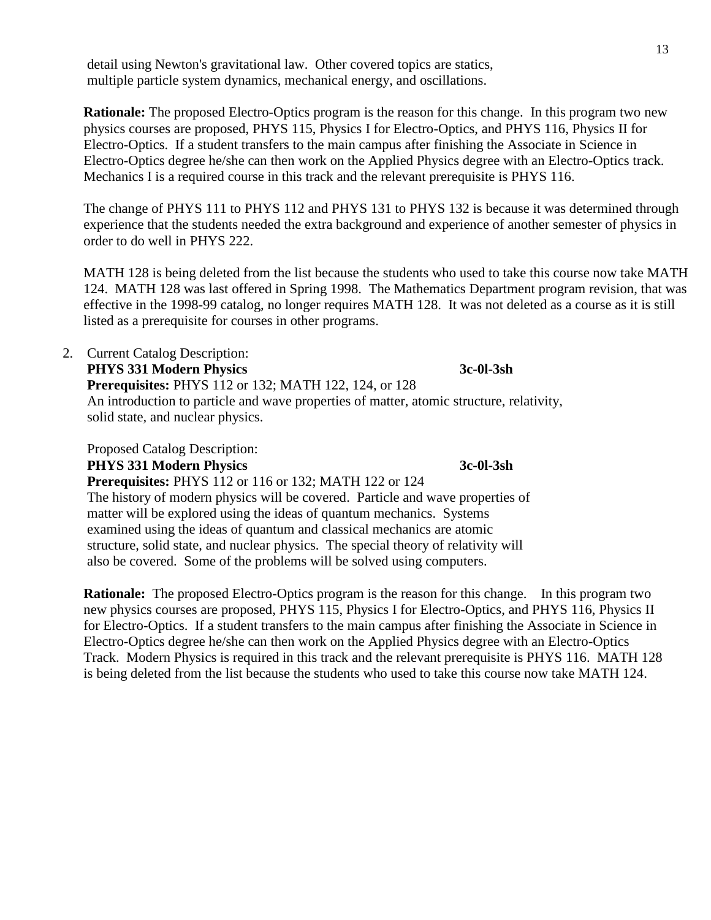detail using Newton's gravitational law. Other covered topics are statics, multiple particle system dynamics, mechanical energy, and oscillations.

**Rationale:** The proposed Electro-Optics program is the reason for this change. In this program two new physics courses are proposed, PHYS 115, Physics I for Electro-Optics, and PHYS 116, Physics II for Electro-Optics. If a student transfers to the main campus after finishing the Associate in Science in Electro-Optics degree he/she can then work on the Applied Physics degree with an Electro-Optics track. Mechanics I is a required course in this track and the relevant prerequisite is PHYS 116.

The change of PHYS 111 to PHYS 112 and PHYS 131 to PHYS 132 is because it was determined through experience that the students needed the extra background and experience of another semester of physics in order to do well in PHYS 222.

MATH 128 is being deleted from the list because the students who used to take this course now take MATH 124. MATH 128 was last offered in Spring 1998. The Mathematics Department program revision, that was effective in the 1998-99 catalog, no longer requires MATH 128. It was not deleted as a course as it is still listed as a prerequisite for courses in other programs.

2. Current Catalog Description:

   **PHYS 331 Modern Physics** **3c-0l-3sh**

   **Prerequisites:** PHYS 112 or 132; MATH 122, 124, or 128

   An introduction to particle and wave properties of matter, atomic structure, relativity, solid state, and nuclear physics.

   Proposed Catalog Description:

   **PHYS 331 Modern Physics** **3c-0l-3sh**

   **Prerequisites:** PHYS 112 or 116 or 132; MATH 122 or 124

   The history of modern physics will be covered. Particle and wave properties of matter will be explored using the ideas of quantum mechanics. Systems examined using the ideas of quantum and classical mechanics are atomic structure, solid state, and nuclear physics. The special theory of relativity will also be covered. Some of the problems will be solved using computers.

**Rationale:** The proposed Electro-Optics program is the reason for this change. In this program two new physics courses are proposed, PHYS 115, Physics I for Electro-Optics, and PHYS 116, Physics II for Electro-Optics. If a student transfers to the main campus after finishing the Associate in Science in Electro-Optics degree he/she can then work on the Applied Physics degree with an Electro-Optics Track. Modern Physics is required in this track and the relevant prerequisite is PHYS 116. MATH 128 is being deleted from the list because the students who used to take this course now take MATH 124.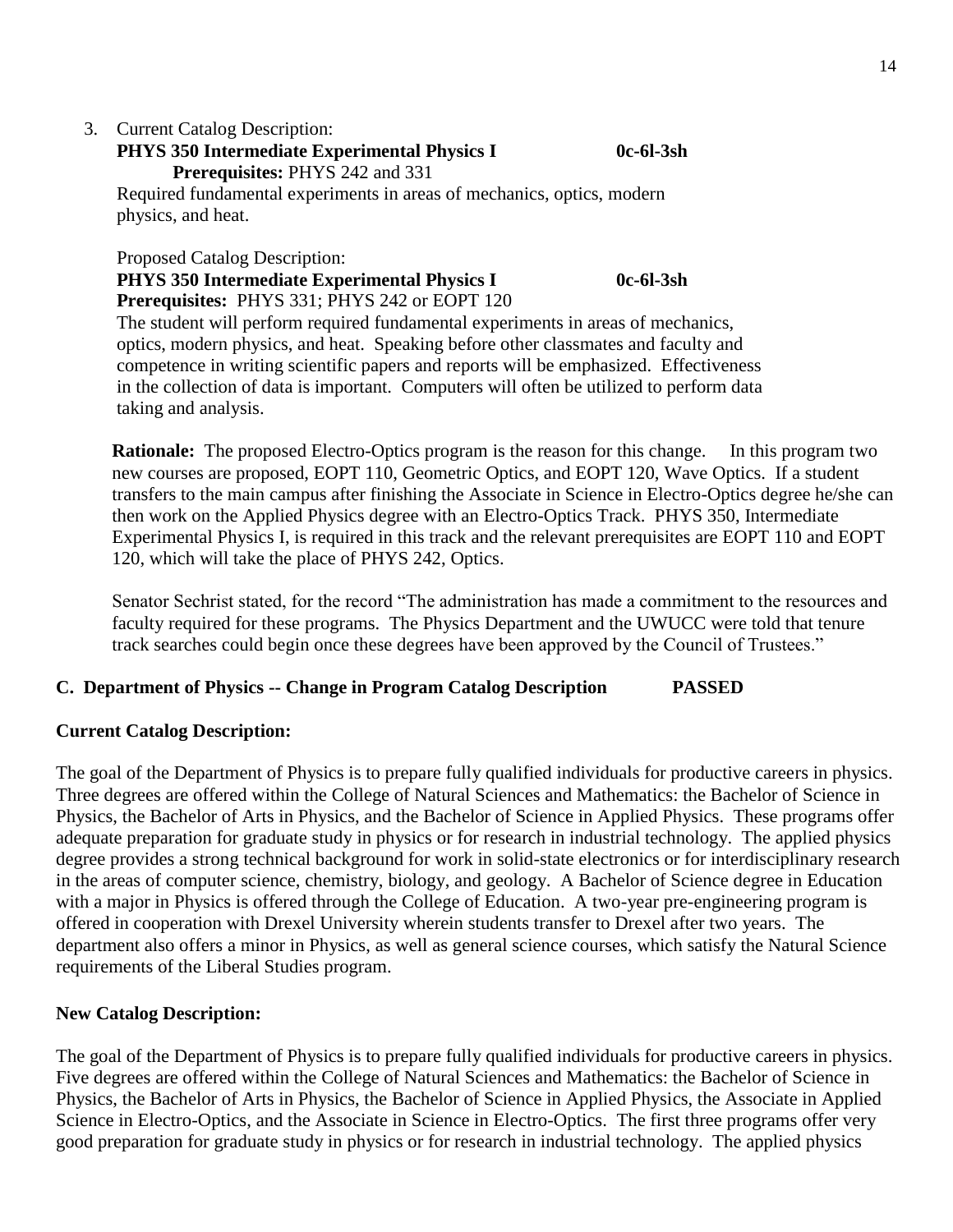3. Current Catalog Description:

   **PHYS 350 Intermediate Experimental Physics I** **0c-6l-3sh**

   **Prerequisites:** PHYS 242 and 331

   Required fundamental experiments in areas of mechanics, optics, modern physics, and heat.

   Proposed Catalog Description:

   **PHYS 350 Intermediate Experimental Physics I** **0c-6l-3sh**

   **Prerequisites:** PHYS 331; PHYS 242 or EOPT 120

   The student will perform required fundamental experiments in areas of mechanics, optics, modern physics, and heat. Speaking before other classmates and faculty and competence in writing scientific papers and reports will be emphasized. Effectiveness in the collection of data is important. Computers will often be utilized to perform data taking and analysis.

   **Rationale:** The proposed Electro-Optics program is the reason for this change. In this program two new courses are proposed, EOPT 110, Geometric Optics, and EOPT 120, Wave Optics. If a student transfers to the main campus after finishing the Associate in Science in Electro-Optics degree he/she can then work on the Applied Physics degree with an Electro-Optics Track. PHYS 350, Intermediate Experimental Physics I, is required in this track and the relevant prerequisites are EOPT 110 and EOPT 120, which will take the place of PHYS 242, Optics.

   Senator Sechrist stated, for the record "The administration has made a commitment to the resources and faculty required for these programs. The Physics Department and the UWUCC were told that tenure track searches could begin once these degrees have been approved by the Council of Trustees."

**C. Department of Physics -- Change in Program Catalog Description** **PASSED**

**Current Catalog Description:**

The goal of the Department of Physics is to prepare fully qualified individuals for productive careers in physics. Three degrees are offered within the College of Natural Sciences and Mathematics: the Bachelor of Science in Physics, the Bachelor of Arts in Physics, and the Bachelor of Science in Applied Physics. These programs offer adequate preparation for graduate study in physics or for research in industrial technology. The applied physics degree provides a strong technical background for work in solid-state electronics or for interdisciplinary research in the areas of computer science, chemistry, biology, and geology. A Bachelor of Science degree in Education with a major in Physics is offered through the College of Education. A two-year pre-engineering program is offered in cooperation with Drexel University wherein students transfer to Drexel after two years. The department also offers a minor in Physics, as well as general science courses, which satisfy the Natural Science requirements of the Liberal Studies program.

**New Catalog Description:**

The goal of the Department of Physics is to prepare fully qualified individuals for productive careers in physics. Five degrees are offered within the College of Natural Sciences and Mathematics: the Bachelor of Science in Physics, the Bachelor of Arts in Physics, the Bachelor of Science in Applied Physics, the Associate in Applied Science in Electro-Optics, and the Associate in Science in Electro-Optics. The first three programs offer very good preparation for graduate study in physics or for research in industrial technology. The applied physics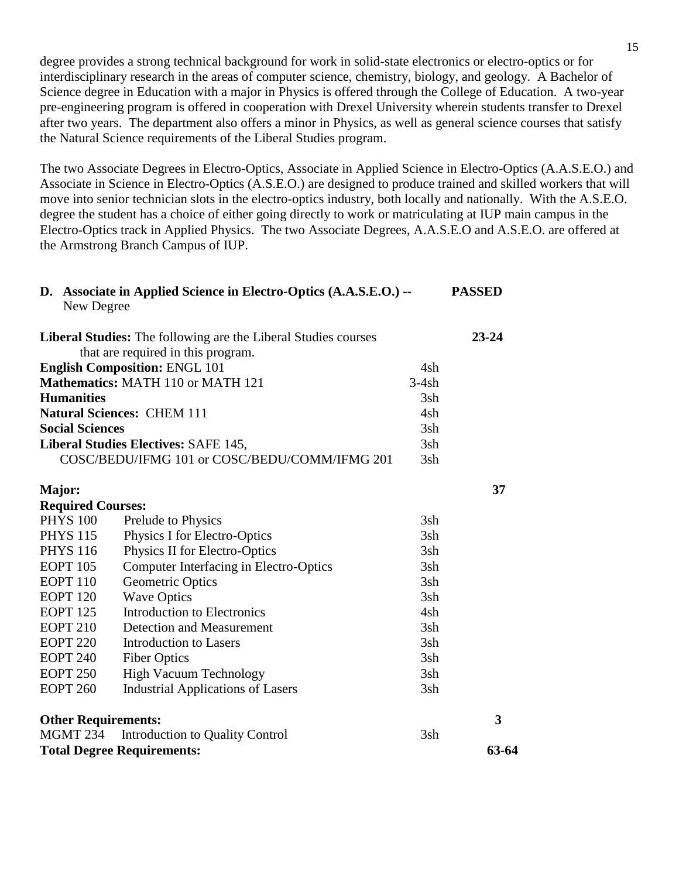degree provides a strong technical background for work in solid-state electronics or electro-optics or for interdisciplinary research in the areas of computer science, chemistry, biology, and geology. A Bachelor of Science degree in Education with a major in Physics is offered through the College of Education. A two-year pre-engineering program is offered in cooperation with Drexel University wherein students transfer to Drexel after two years. The department also offers a minor in Physics, as well as general science courses that satisfy the Natural Science requirements of the Liberal Studies program.

The two Associate Degrees in Electro-Optics, Associate in Applied Science in Electro-Optics (A.A.S.E.O.) and Associate in Science in Electro-Optics (A.S.E.O.) are designed to produce trained and skilled workers that will move into senior technician slots in the electro-optics industry, both locally and nationally. With the A.S.E.O. degree the student has a choice of either going directly to work or matriculating at IUP main campus in the Electro-Optics track in Applied Physics. The two Associate Degrees, A.A.S.E.O and A.S.E.O. are offered at the Armstrong Branch Campus of IUP.

**D. Associate in Applied Science in Electro-Optics (A.A.S.E.O.) --** New Degree **PASSED**

| | | | |
|---|---|---|---|
| **Liberal Studies:** The following are the Liberal Studies courses that are required in this program. | | | **23-24** |
| **English Composition:** ENGL 101 | | 4sh | |
| **Mathematics:** MATH 110 or MATH 121 | | 3-4sh | |
| **Humanities** | | 3sh | |
| **Natural Sciences:** CHEM 111 | | 4sh | |
| **Social Sciences** | | 3sh | |
| **Liberal Studies Electives:** SAFE 145, | | 3sh | |
| COSC/BEDU/IFMG 101 or COSC/BEDU/COMM/IFMG 201 | | 3sh | |
| **Major:** | | | **37** |
| **Required Courses:** | | | |
| PHYS 100 | Prelude to Physics | 3sh | |
| PHYS 115 | Physics I for Electro-Optics | 3sh | |
| PHYS 116 | Physics II for Electro-Optics | 3sh | |
| EOPT 105 | Computer Interfacing in Electro-Optics | 3sh | |
| EOPT 110 | Geometric Optics | 3sh | |
| EOPT 120 | Wave Optics | 3sh | |
| EOPT 125 | Introduction to Electronics | 4sh | |
| EOPT 210 | Detection and Measurement | 3sh | |
| EOPT 220 | Introduction to Lasers | 3sh | |
| EOPT 240 | Fiber Optics | 3sh | |
| EOPT 250 | High Vacuum Technology | 3sh | |
| EOPT 260 | Industrial Applications of Lasers | 3sh | |
| **Other Requirements:** | | | **3** |
| MGMT 234 | Introduction to Quality Control | 3sh | |
| **Total Degree Requirements:** | | | **63-64** |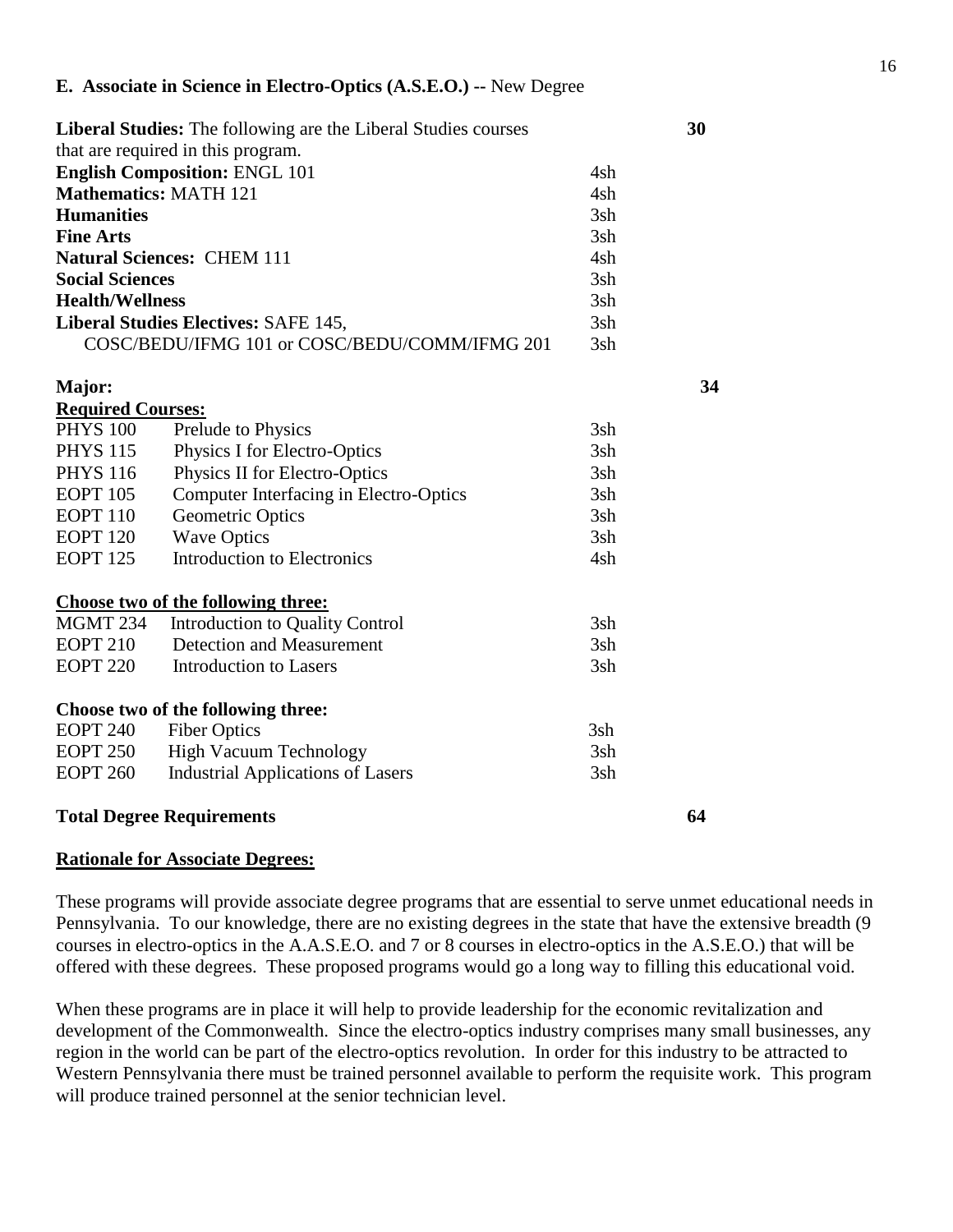### E. Associate in Science in Electro-Optics (A.S.E.O.) -- New Degree

| | | | |
|---|---|---|---|
| **Liberal Studies:** The following are the Liberal Studies courses that are required in this program. | | | **30** |
| **English Composition:** ENGL 101 | | 4sh | |
| **Mathematics:** MATH 121 | | 4sh | |
| **Humanities** | | 3sh | |
| **Fine Arts** | | 3sh | |
| **Natural Sciences:** CHEM 111 | | 4sh | |
| **Social Sciences** | | 3sh | |
| **Health/Wellness** | | 3sh | |
| **Liberal Studies Electives:** SAFE 145, | | 3sh | |
| COSC/BEDU/IFMG 101 or COSC/BEDU/COMM/IFMG 201 | | 3sh | |
| **Major:** | | | **34** |
| **Required Courses:** | | | |
| PHYS 100 | Prelude to Physics | 3sh | |
| PHYS 115 | Physics I for Electro-Optics | 3sh | |
| PHYS 116 | Physics II for Electro-Optics | 3sh | |
| EOPT 105 | Computer Interfacing in Electro-Optics | 3sh | |
| EOPT 110 | Geometric Optics | 3sh | |
| EOPT 120 | Wave Optics | 3sh | |
| EOPT 125 | Introduction to Electronics | 4sh | |
| **Choose two of the following three:** | | | |
| MGMT 234 | Introduction to Quality Control | 3sh | |
| EOPT 210 | Detection and Measurement | 3sh | |
| EOPT 220 | Introduction to Lasers | 3sh | |
| **Choose two of the following three:** | | | |
| EOPT 240 | Fiber Optics | 3sh | |
| EOPT 250 | High Vacuum Technology | 3sh | |
| EOPT 260 | Industrial Applications of Lasers | 3sh | |
| **Total Degree Requirements** | | | **64** |

**Rationale for Associate Degrees:**

These programs will provide associate degree programs that are essential to serve unmet educational needs in Pennsylvania. To our knowledge, there are no existing degrees in the state that have the extensive breadth (9 courses in electro-optics in the A.A.S.E.O. and 7 or 8 courses in electro-optics in the A.S.E.O.) that will be offered with these degrees. These proposed programs would go a long way to filling this educational void.

When these programs are in place it will help to provide leadership for the economic revitalization and development of the Commonwealth. Since the electro-optics industry comprises many small businesses, any region in the world can be part of the electro-optics revolution. In order for this industry to be attracted to Western Pennsylvania there must be trained personnel available to perform the requisite work. This program will produce trained personnel at the senior technician level.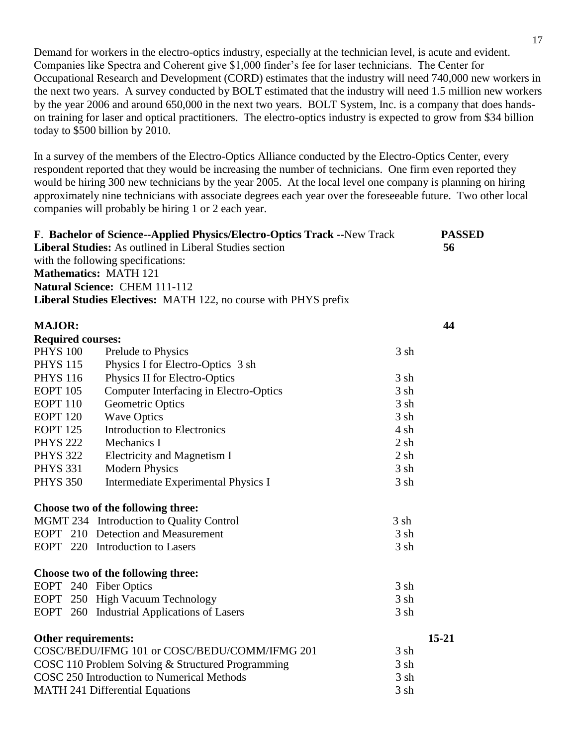Demand for workers in the electro-optics industry, especially at the technician level, is acute and evident. Companies like Spectra and Coherent give $1,000 finder's fee for laser technicians. The Center for Occupational Research and Development (CORD) estimates that the industry will need 740,000 new workers in the next two years. A survey conducted by BOLT estimated that the industry will need 1.5 million new workers by the year 2006 and around 650,000 in the next two years. BOLT System, Inc. is a company that does hands-on training for laser and optical practitioners. The electro-optics industry is expected to grow from $34 billion today to $500 billion by 2010.

In a survey of the members of the Electro-Optics Alliance conducted by the Electro-Optics Center, every respondent reported that they would be increasing the number of technicians. One firm even reported they would be hiring 300 new technicians by the year 2005. At the local level one company is planning on hiring approximately nine technicians with associate degrees each year over the foreseeable future. Two other local companies will probably be hiring 1 or 2 each year.

**F. Bachelor of Science--Applied Physics/Electro-Optics Track** --New Track **PASSED**

**Liberal Studies:** As outlined in Liberal Studies section with the following specifications: **56**

**Mathematics:** MATH 121

**Natural Science:** CHEM 111-112

**Liberal Studies Electives:** MATH 122, no course with PHYS prefix

**MAJOR:** **44**

**Required courses:**

| | | | |
|---|---|---|---|
| PHYS 100 | Prelude to Physics | 3 sh | |
| PHYS 115 | Physics I for Electro-Optics 3 sh | | |
| PHYS 116 | Physics II for Electro-Optics | 3 sh | |
| EOPT 105 | Computer Interfacing in Electro-Optics | 3 sh | |
| EOPT 110 | Geometric Optics | 3 sh | |
| EOPT 120 | Wave Optics | 3 sh | |
| EOPT 125 | Introduction to Electronics | 4 sh | |
| PHYS 222 | Mechanics I | 2 sh | |
| PHYS 322 | Electricity and Magnetism I | 2 sh | |
| PHYS 331 | Modern Physics | 3 sh | |
| PHYS 350 | Intermediate Experimental Physics I | 3 sh | |

**Choose two of the following three:**

| | | |
|---|---|---|
| MGMT 234 | Introduction to Quality Control | 3 sh |
| EOPT 210 | Detection and Measurement | 3 sh |
| EOPT 220 | Introduction to Lasers | 3 sh |

**Choose two of the following three:**

| | | |
|---|---|---|
| EOPT 240 | Fiber Optics | 3 sh |
| EOPT 250 | High Vacuum Technology | 3 sh |
| EOPT 260 | Industrial Applications of Lasers | 3 sh |

**Other requirements:** **15-21**

| | |
|---|---|
| COSC/BEDU/IFMG 101 or COSC/BEDU/COMM/IFMG 201 | 3 sh |
| COSC 110 Problem Solving & Structured Programming | 3 sh |
| COSC 250 Introduction to Numerical Methods | 3 sh |
| MATH 241 Differential Equations | 3 sh |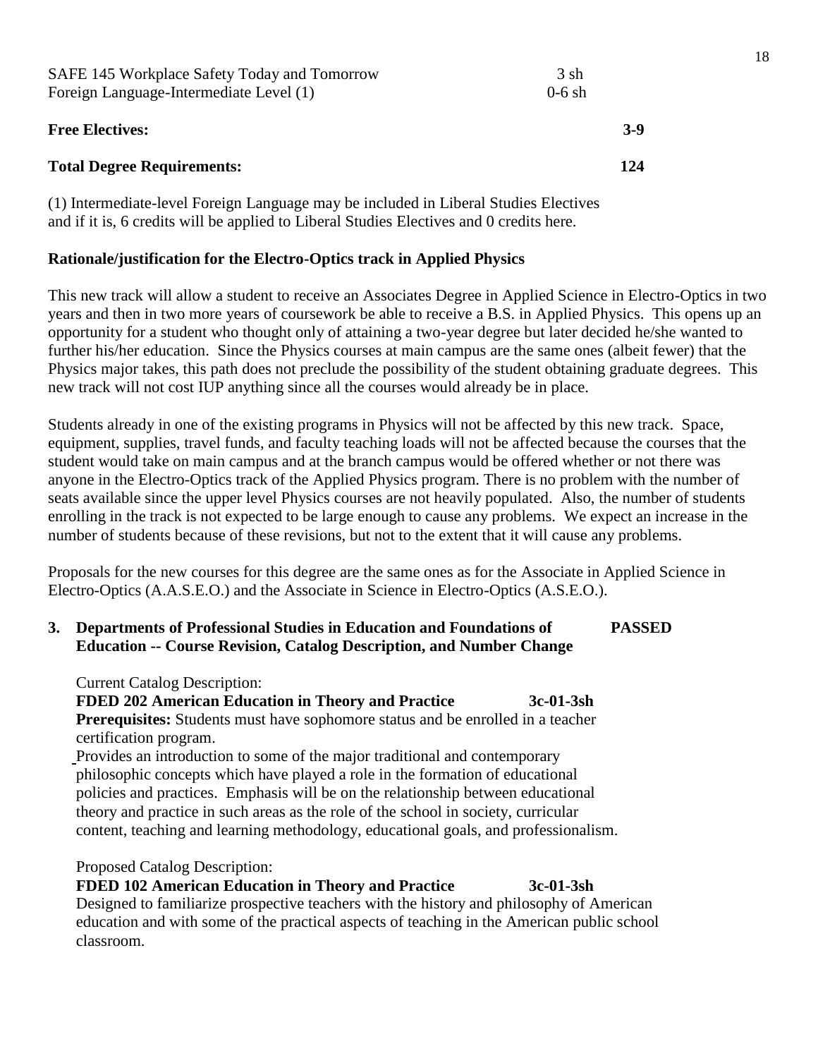| | | |
|---|---|---|
| SAFE 145 Workplace Safety Today and Tomorrow | 3 sh | |
| Foreign Language-Intermediate Level (1) | 0-6 sh | |
| **Free Electives:** | | **3-9** |
| **Total Degree Requirements:** | | **124** |

(1) Intermediate-level Foreign Language may be included in Liberal Studies Electives and if it is, 6 credits will be applied to Liberal Studies Electives and 0 credits here.

**Rationale/justification for the Electro-Optics track in Applied Physics**

This new track will allow a student to receive an Associates Degree in Applied Science in Electro-Optics in two years and then in two more years of coursework be able to receive a B.S. in Applied Physics. This opens up an opportunity for a student who thought only of attaining a two-year degree but later decided he/she wanted to further his/her education. Since the Physics courses at main campus are the same ones (albeit fewer) that the Physics major takes, this path does not preclude the possibility of the student obtaining graduate degrees. This new track will not cost IUP anything since all the courses would already be in place.

Students already in one of the existing programs in Physics will not be affected by this new track. Space, equipment, supplies, travel funds, and faculty teaching loads will not be affected because the courses that the student would take on main campus and at the branch campus would be offered whether or not there was anyone in the Electro-Optics track of the Applied Physics program. There is no problem with the number of seats available since the upper level Physics courses are not heavily populated. Also, the number of students enrolling in the track is not expected to be large enough to cause any problems. We expect an increase in the number of students because of these revisions, but not to the extent that it will cause any problems.

Proposals for the new courses for this degree are the same ones as for the Associate in Applied Science in Electro-Optics (A.A.S.E.O.) and the Associate in Science in Electro-Optics (A.S.E.O.).

**3. Departments of Professional Studies in Education and Foundations of Education -- Course Revision, Catalog Description, and Number Change** **PASSED**

Current Catalog Description:

**FDED 202 American Education in Theory and Practice 3c-01-3sh**

**Prerequisites:** Students must have sophomore status and be enrolled in a teacher certification program.

Provides an introduction to some of the major traditional and contemporary philosophic concepts which have played a role in the formation of educational policies and practices. Emphasis will be on the relationship between educational theory and practice in such areas as the role of the school in society, curricular content, teaching and learning methodology, educational goals, and professionalism.

Proposed Catalog Description:

**FDED 102 American Education in Theory and Practice 3c-01-3sh**

Designed to familiarize prospective teachers with the history and philosophy of American education and with some of the practical aspects of teaching in the American public school classroom.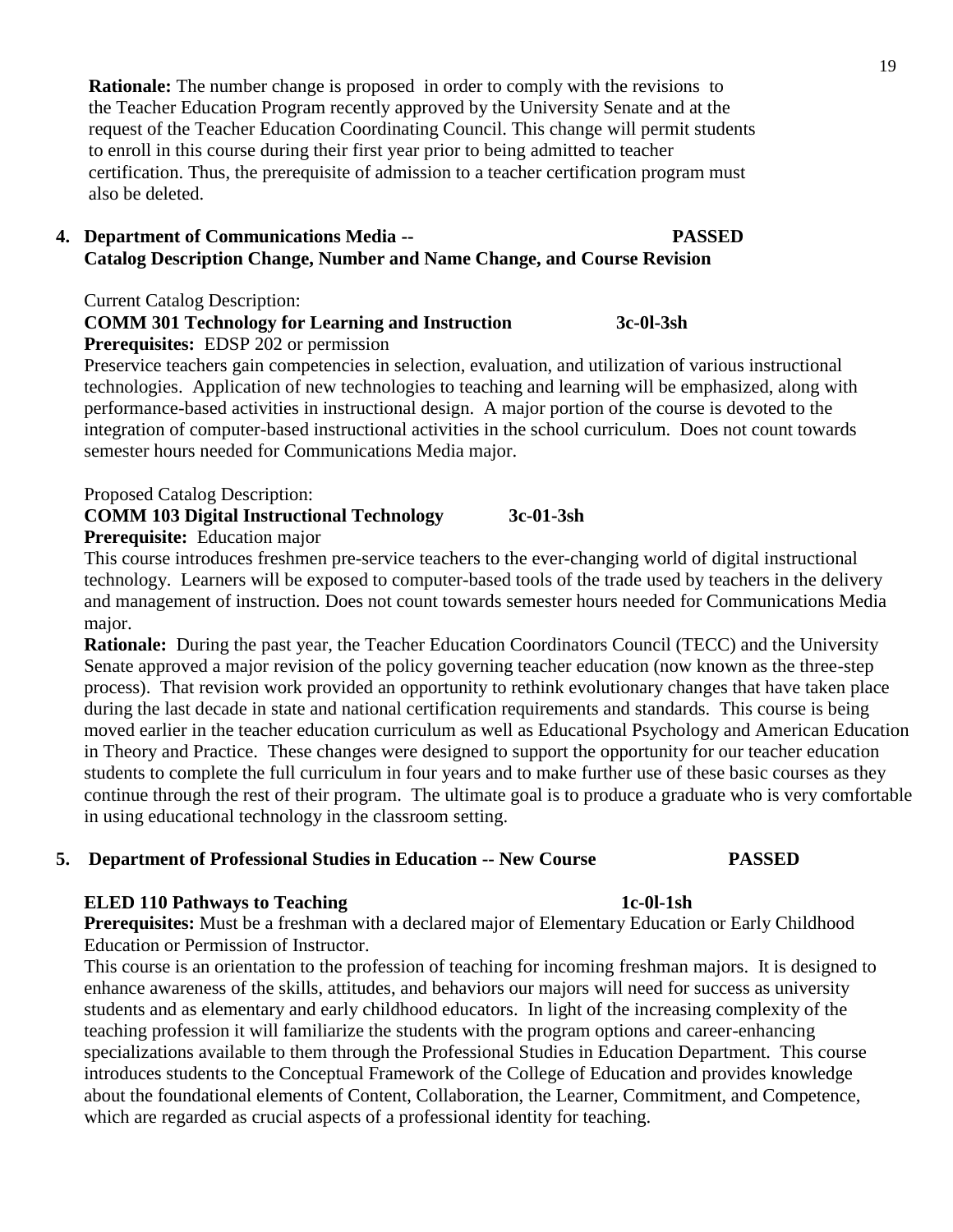**Rationale:** The number change is proposed in order to comply with the revisions to the Teacher Education Program recently approved by the University Senate and at the request of the Teacher Education Coordinating Council. This change will permit students to enroll in this course during their first year prior to being admitted to teacher certification. Thus, the prerequisite of admission to a teacher certification program must also be deleted.

**4. Department of Communications Media -- PASSED**
**Catalog Description Change, Number and Name Change, and Course Revision**

Current Catalog Description:

**COMM 301 Technology for Learning and Instruction 3c-0l-3sh**
**Prerequisites:** EDSP 202 or permission

Preservice teachers gain competencies in selection, evaluation, and utilization of various instructional technologies. Application of new technologies to teaching and learning will be emphasized, along with performance-based activities in instructional design. A major portion of the course is devoted to the integration of computer-based instructional activities in the school curriculum. Does not count towards semester hours needed for Communications Media major.

Proposed Catalog Description:

**COMM 103 Digital Instructional Technology 3c-01-3sh**
**Prerequisite:** Education major

This course introduces freshmen pre-service teachers to the ever-changing world of digital instructional technology. Learners will be exposed to computer-based tools of the trade used by teachers in the delivery and management of instruction. Does not count towards semester hours needed for Communications Media major.

**Rationale:** During the past year, the Teacher Education Coordinators Council (TECC) and the University Senate approved a major revision of the policy governing teacher education (now known as the three-step process). That revision work provided an opportunity to rethink evolutionary changes that have taken place during the last decade in state and national certification requirements and standards. This course is being moved earlier in the teacher education curriculum as well as Educational Psychology and American Education in Theory and Practice. These changes were designed to support the opportunity for our teacher education students to complete the full curriculum in four years and to make further use of these basic courses as they continue through the rest of their program. The ultimate goal is to produce a graduate who is very comfortable in using educational technology in the classroom setting.

**5. Department of Professional Studies in Education -- New Course PASSED**

**ELED 110 Pathways to Teaching 1c-0l-1sh**
**Prerequisites:** Must be a freshman with a declared major of Elementary Education or Early Childhood Education or Permission of Instructor.

This course is an orientation to the profession of teaching for incoming freshman majors. It is designed to enhance awareness of the skills, attitudes, and behaviors our majors will need for success as university students and as elementary and early childhood educators. In light of the increasing complexity of the teaching profession it will familiarize the students with the program options and career-enhancing specializations available to them through the Professional Studies in Education Department. This course introduces students to the Conceptual Framework of the College of Education and provides knowledge about the foundational elements of Content, Collaboration, the Learner, Commitment, and Competence, which are regarded as crucial aspects of a professional identity for teaching.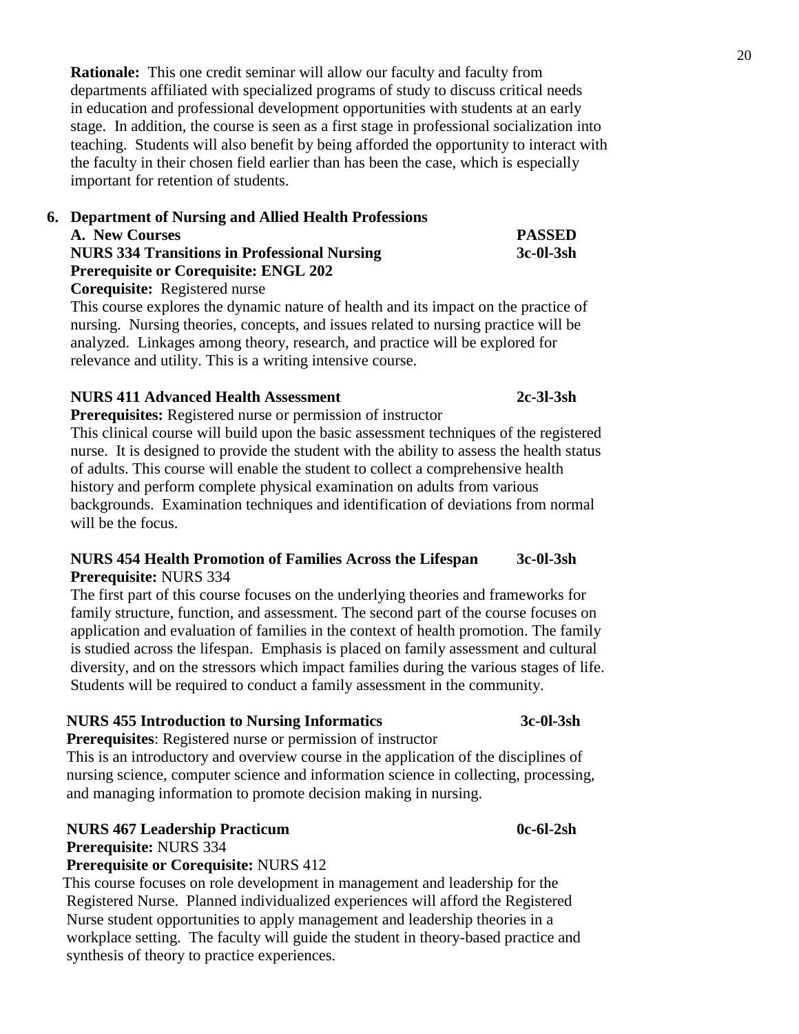**Rationale:** This one credit seminar will allow our faculty and faculty from departments affiliated with specialized programs of study to discuss critical needs in education and professional development opportunities with students at an early stage. In addition, the course is seen as a first stage in professional socialization into teaching. Students will also benefit by being afforded the opportunity to interact with the faculty in their chosen field earlier than has been the case, which is especially important for retention of students.

**6. Department of Nursing and Allied Health Professions**

**A. New Courses** **PASSED**

**NURS 334 Transitions in Professional Nursing** **3c-0l-3sh**

**Prerequisite or Corequisite: ENGL 202**

**Corequisite:** Registered nurse

This course explores the dynamic nature of health and its impact on the practice of nursing. Nursing theories, concepts, and issues related to nursing practice will be analyzed. Linkages among theory, research, and practice will be explored for relevance and utility. This is a writing intensive course.

**NURS 411 Advanced Health Assessment** **2c-3l-3sh**

**Prerequisites:** Registered nurse or permission of instructor

This clinical course will build upon the basic assessment techniques of the registered nurse. It is designed to provide the student with the ability to assess the health status of adults. This course will enable the student to collect a comprehensive health history and perform complete physical examination on adults from various backgrounds. Examination techniques and identification of deviations from normal will be the focus.

**NURS 454 Health Promotion of Families Across the Lifespan** **3c-0l-3sh**

**Prerequisite:** NURS 334

The first part of this course focuses on the underlying theories and frameworks for family structure, function, and assessment. The second part of the course focuses on application and evaluation of families in the context of health promotion. The family is studied across the lifespan. Emphasis is placed on family assessment and cultural diversity, and on the stressors which impact families during the various stages of life. Students will be required to conduct a family assessment in the community.

**NURS 455 Introduction to Nursing Informatics** **3c-0l-3sh**

**Prerequisites**: Registered nurse or permission of instructor

This is an introductory and overview course in the application of the disciplines of nursing science, computer science and information science in collecting, processing, and managing information to promote decision making in nursing.

**NURS 467 Leadership Practicum** **0c-6l-2sh**

**Prerequisite:** NURS 334

**Prerequisite or Corequisite:** NURS 412

This course focuses on role development in management and leadership for the Registered Nurse. Planned individualized experiences will afford the Registered Nurse student opportunities to apply management and leadership theories in a workplace setting. The faculty will guide the student in theory-based practice and synthesis of theory to practice experiences.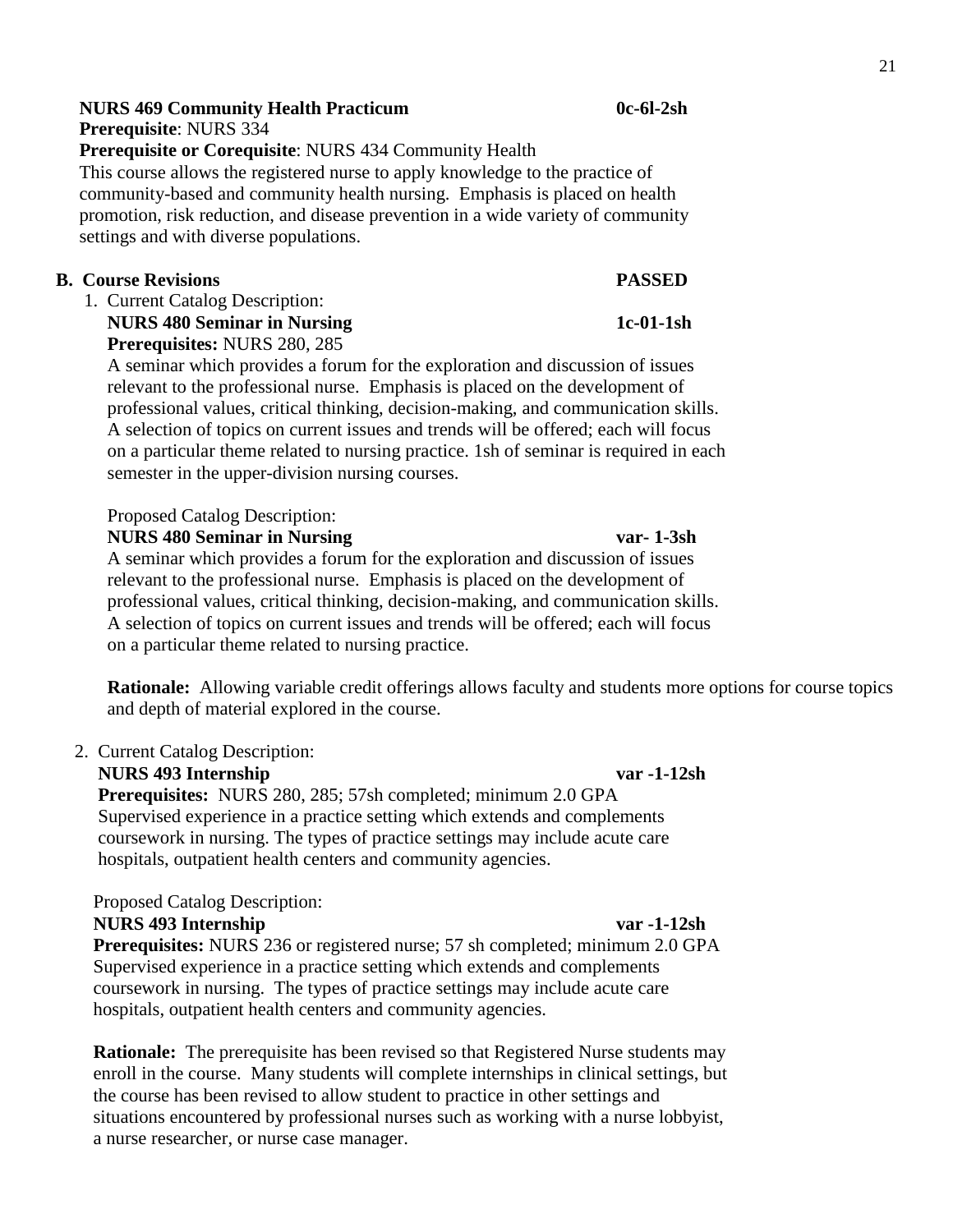**NURS 469 Community Health Practicum 0c-6l-2sh**
**Prerequisite**: NURS 334
**Prerequisite or Corequisite**: NURS 434 Community Health
This course allows the registered nurse to apply knowledge to the practice of community-based and community health nursing. Emphasis is placed on health promotion, risk reduction, and disease prevention in a wide variety of community settings and with diverse populations.

**B. Course Revisions PASSED**

1. Current Catalog Description:
   **NURS 480 Seminar in Nursing 1c-01-1sh**
   **Prerequisites:** NURS 280, 285
   A seminar which provides a forum for the exploration and discussion of issues relevant to the professional nurse. Emphasis is placed on the development of professional values, critical thinking, decision-making, and communication skills. A selection of topics on current issues and trends will be offered; each will focus on a particular theme related to nursing practice. 1sh of seminar is required in each semester in the upper-division nursing courses.

   Proposed Catalog Description:
   **NURS 480 Seminar in Nursing var- 1-3sh**
   A seminar which provides a forum for the exploration and discussion of issues relevant to the professional nurse. Emphasis is placed on the development of professional values, critical thinking, decision-making, and communication skills. A selection of topics on current issues and trends will be offered; each will focus on a particular theme related to nursing practice.

   **Rationale:** Allowing variable credit offerings allows faculty and students more options for course topics and depth of material explored in the course.

2. Current Catalog Description:
   **NURS 493 Internship var -1-12sh**
   **Prerequisites:** NURS 280, 285; 57sh completed; minimum 2.0 GPA
   Supervised experience in a practice setting which extends and complements coursework in nursing. The types of practice settings may include acute care hospitals, outpatient health centers and community agencies.

   Proposed Catalog Description:
   **NURS 493 Internship var -1-12sh**
   **Prerequisites:** NURS 236 or registered nurse; 57 sh completed; minimum 2.0 GPA
   Supervised experience in a practice setting which extends and complements coursework in nursing. The types of practice settings may include acute care hospitals, outpatient health centers and community agencies.

   **Rationale:** The prerequisite has been revised so that Registered Nurse students may enroll in the course. Many students will complete internships in clinical settings, but the course has been revised to allow student to practice in other settings and situations encountered by professional nurses such as working with a nurse lobbyist, a nurse researcher, or nurse case manager.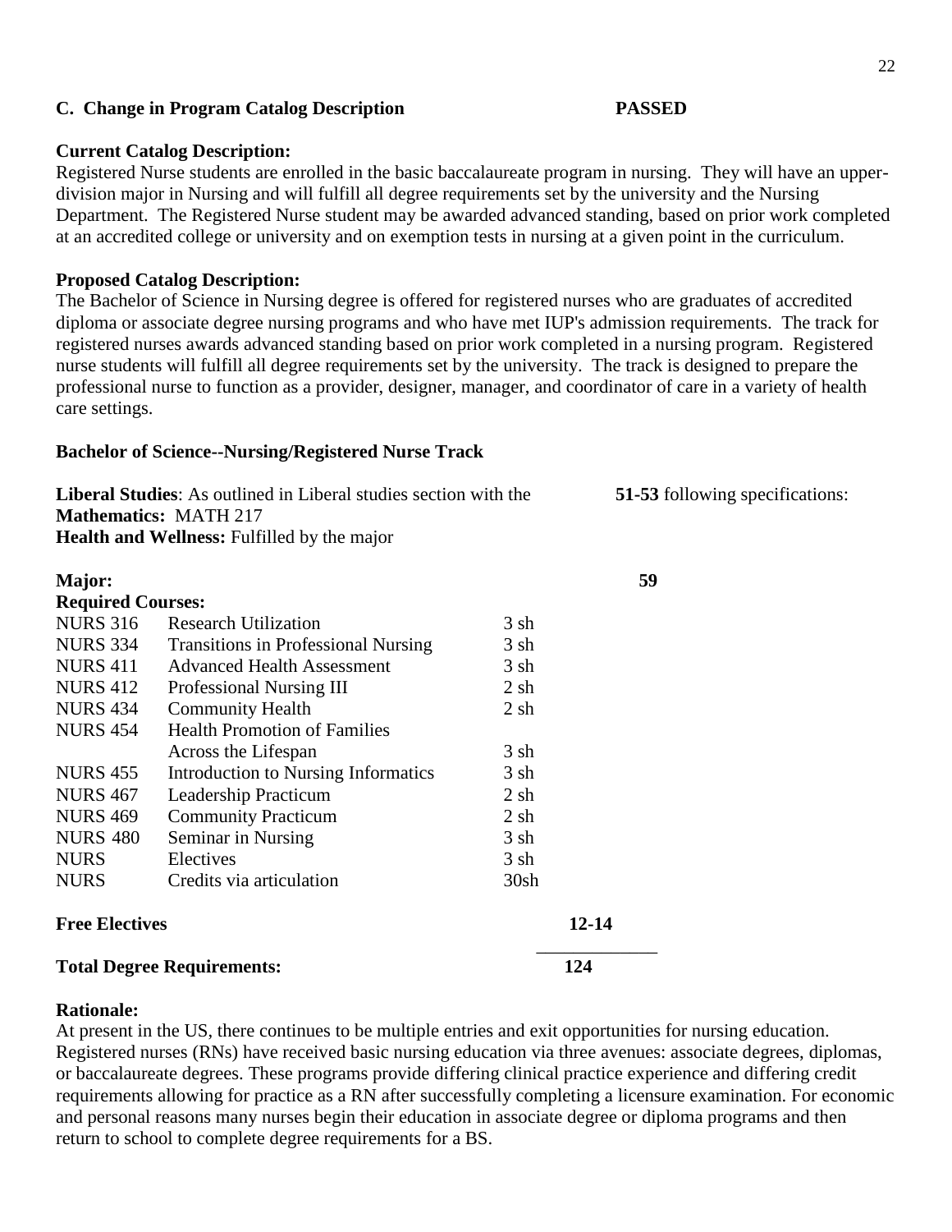### C. Change in Program Catalog Description **PASSED**

**Current Catalog Description:**

Registered Nurse students are enrolled in the basic baccalaureate program in nursing. They will have an upper-division major in Nursing and will fulfill all degree requirements set by the university and the Nursing Department. The Registered Nurse student may be awarded advanced standing, based on prior work completed at an accredited college or university and on exemption tests in nursing at a given point in the curriculum.

**Proposed Catalog Description:**

The Bachelor of Science in Nursing degree is offered for registered nurses who are graduates of accredited diploma or associate degree nursing programs and who have met IUP's admission requirements. The track for registered nurses awards advanced standing based on prior work completed in a nursing program. Registered nurse students will fulfill all degree requirements set by the university. The track is designed to prepare the professional nurse to function as a provider, designer, manager, and coordinator of care in a variety of health care settings.

**Bachelor of Science--Nursing/Registered Nurse Track**

**Liberal Studies**: As outlined in Liberal studies section with the following specifications: **51-53**

**Mathematics:** MATH 217

**Health and Wellness:** Fulfilled by the major

**Major:** **59**

**Required Courses:**

| | | |
|---|---|---|
| NURS 316 | Research Utilization | 3 sh |
| NURS 334 | Transitions in Professional Nursing | 3 sh |
| NURS 411 | Advanced Health Assessment | 3 sh |
| NURS 412 | Professional Nursing III | 2 sh |
| NURS 434 | Community Health | 2 sh |
| NURS 454 | Health Promotion of Families Across the Lifespan | 3 sh |
| NURS 455 | Introduction to Nursing Informatics | 3 sh |
| NURS 467 | Leadership Practicum | 2 sh |
| NURS 469 | Community Practicum | 2 sh |
| NURS 480 | Seminar in Nursing | 3 sh |
| NURS | Electives | 3 sh |
| NURS | Credits via articulation | 30sh |

**Free Electives** **12-14**

**Total Degree Requirements:** **124**

**Rationale:**

At present in the US, there continues to be multiple entries and exit opportunities for nursing education. Registered nurses (RNs) have received basic nursing education via three avenues: associate degrees, diplomas, or baccalaureate degrees. These programs provide differing clinical practice experience and differing credit requirements allowing for practice as a RN after successfully completing a licensure examination. For economic and personal reasons many nurses begin their education in associate degree or diploma programs and then return to school to complete degree requirements for a BS.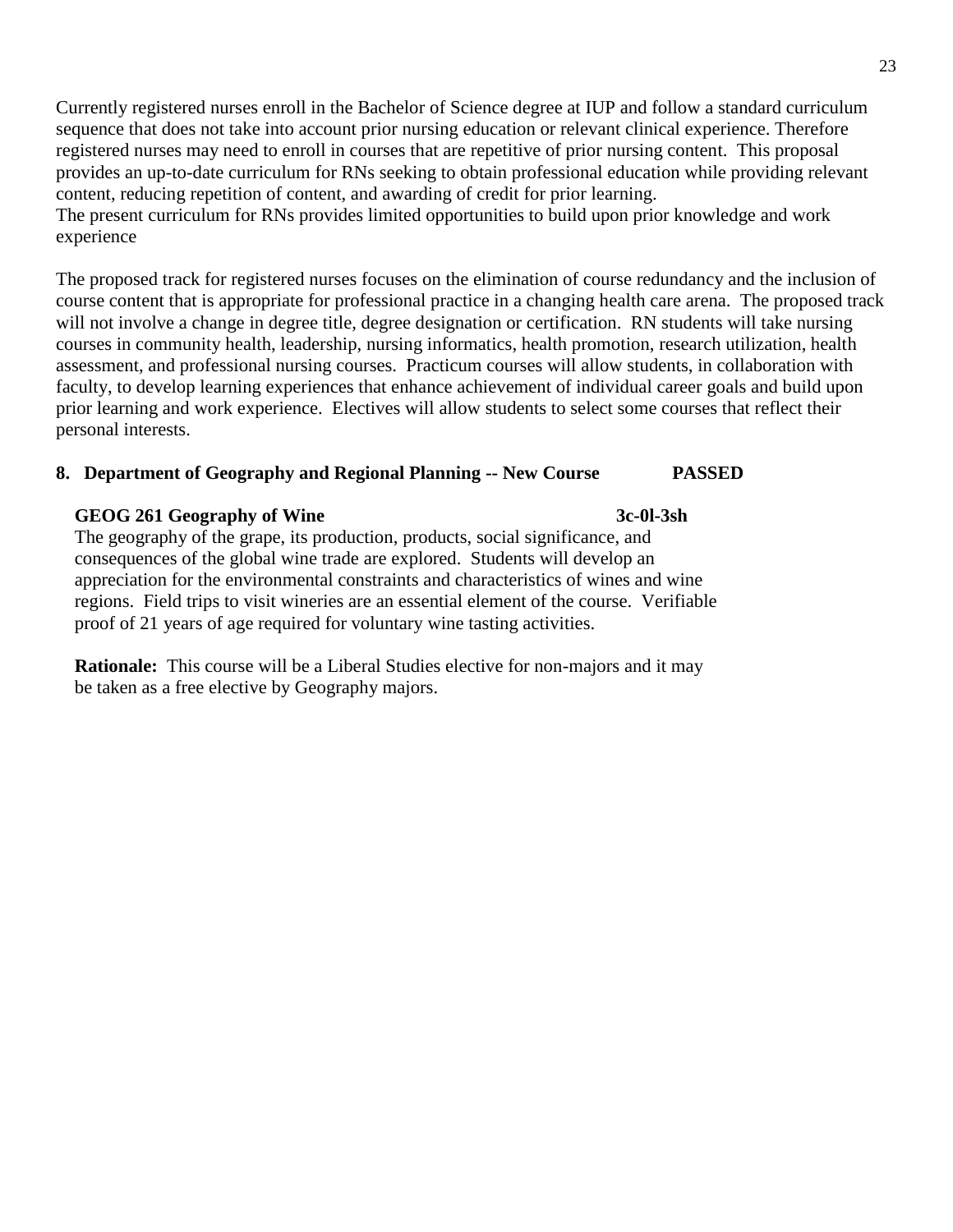Currently registered nurses enroll in the Bachelor of Science degree at IUP and follow a standard curriculum sequence that does not take into account prior nursing education or relevant clinical experience. Therefore registered nurses may need to enroll in courses that are repetitive of prior nursing content. This proposal provides an up-to-date curriculum for RNs seeking to obtain professional education while providing relevant content, reducing repetition of content, and awarding of credit for prior learning.
The present curriculum for RNs provides limited opportunities to build upon prior knowledge and work experience

The proposed track for registered nurses focuses on the elimination of course redundancy and the inclusion of course content that is appropriate for professional practice in a changing health care arena. The proposed track will not involve a change in degree title, degree designation or certification. RN students will take nursing courses in community health, leadership, nursing informatics, health promotion, research utilization, health assessment, and professional nursing courses. Practicum courses will allow students, in collaboration with faculty, to develop learning experiences that enhance achievement of individual career goals and build upon prior learning and work experience. Electives will allow students to select some courses that reflect their personal interests.

**8. Department of Geography and Regional Planning -- New Course PASSED**

**GEOG 261 Geography of Wine 3c-0l-3sh**

The geography of the grape, its production, products, social significance, and consequences of the global wine trade are explored. Students will develop an appreciation for the environmental constraints and characteristics of wines and wine regions. Field trips to visit wineries are an essential element of the course. Verifiable proof of 21 years of age required for voluntary wine tasting activities.

**Rationale:** This course will be a Liberal Studies elective for non-majors and it may be taken as a free elective by Geography majors.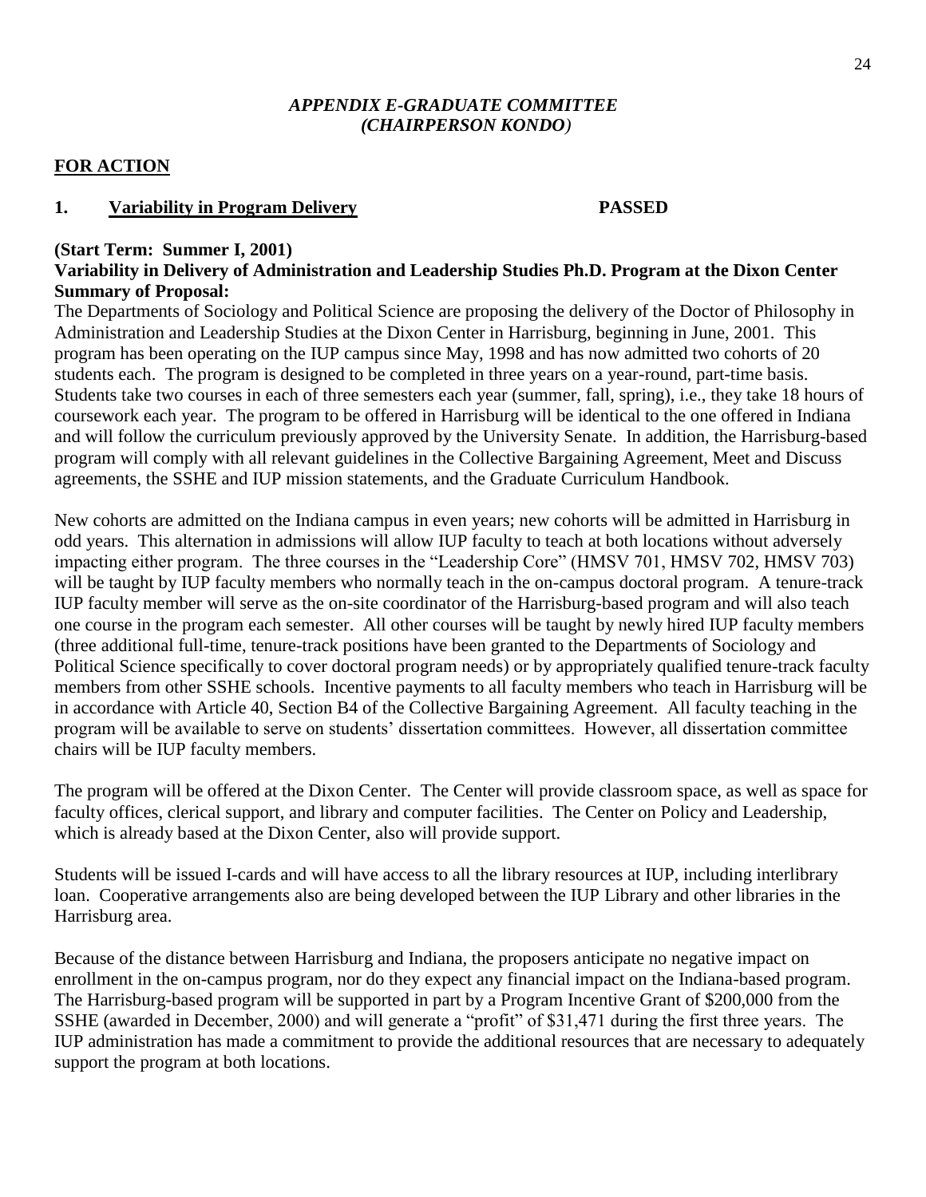## *APPENDIX E-GRADUATE COMMITTEE* *(CHAIRPERSON KONDO)*

**FOR ACTION**

**1. Variability in Program Delivery PASSED**

**(Start Term: Summer I, 2001)**
**Variability in Delivery of Administration and Leadership Studies Ph.D. Program at the Dixon Center**
**Summary of Proposal:**
The Departments of Sociology and Political Science are proposing the delivery of the Doctor of Philosophy in Administration and Leadership Studies at the Dixon Center in Harrisburg, beginning in June, 2001. This program has been operating on the IUP campus since May, 1998 and has now admitted two cohorts of 20 students each. The program is designed to be completed in three years on a year-round, part-time basis. Students take two courses in each of three semesters each year (summer, fall, spring), i.e., they take 18 hours of coursework each year. The program to be offered in Harrisburg will be identical to the one offered in Indiana and will follow the curriculum previously approved by the University Senate. In addition, the Harrisburg-based program will comply with all relevant guidelines in the Collective Bargaining Agreement, Meet and Discuss agreements, the SSHE and IUP mission statements, and the Graduate Curriculum Handbook.

New cohorts are admitted on the Indiana campus in even years; new cohorts will be admitted in Harrisburg in odd years. This alternation in admissions will allow IUP faculty to teach at both locations without adversely impacting either program. The three courses in the "Leadership Core" (HMSV 701, HMSV 702, HMSV 703) will be taught by IUP faculty members who normally teach in the on-campus doctoral program. A tenure-track IUP faculty member will serve as the on-site coordinator of the Harrisburg-based program and will also teach one course in the program each semester. All other courses will be taught by newly hired IUP faculty members (three additional full-time, tenure-track positions have been granted to the Departments of Sociology and Political Science specifically to cover doctoral program needs) or by appropriately qualified tenure-track faculty members from other SSHE schools. Incentive payments to all faculty members who teach in Harrisburg will be in accordance with Article 40, Section B4 of the Collective Bargaining Agreement. All faculty teaching in the program will be available to serve on students' dissertation committees. However, all dissertation committee chairs will be IUP faculty members.

The program will be offered at the Dixon Center. The Center will provide classroom space, as well as space for faculty offices, clerical support, and library and computer facilities. The Center on Policy and Leadership, which is already based at the Dixon Center, also will provide support.

Students will be issued I-cards and will have access to all the library resources at IUP, including interlibrary loan. Cooperative arrangements also are being developed between the IUP Library and other libraries in the Harrisburg area.

Because of the distance between Harrisburg and Indiana, the proposers anticipate no negative impact on enrollment in the on-campus program, nor do they expect any financial impact on the Indiana-based program. The Harrisburg-based program will be supported in part by a Program Incentive Grant of $200,000 from the SSHE (awarded in December, 2000) and will generate a "profit" of $31,471 during the first three years. The IUP administration has made a commitment to provide the additional resources that are necessary to adequately support the program at both locations.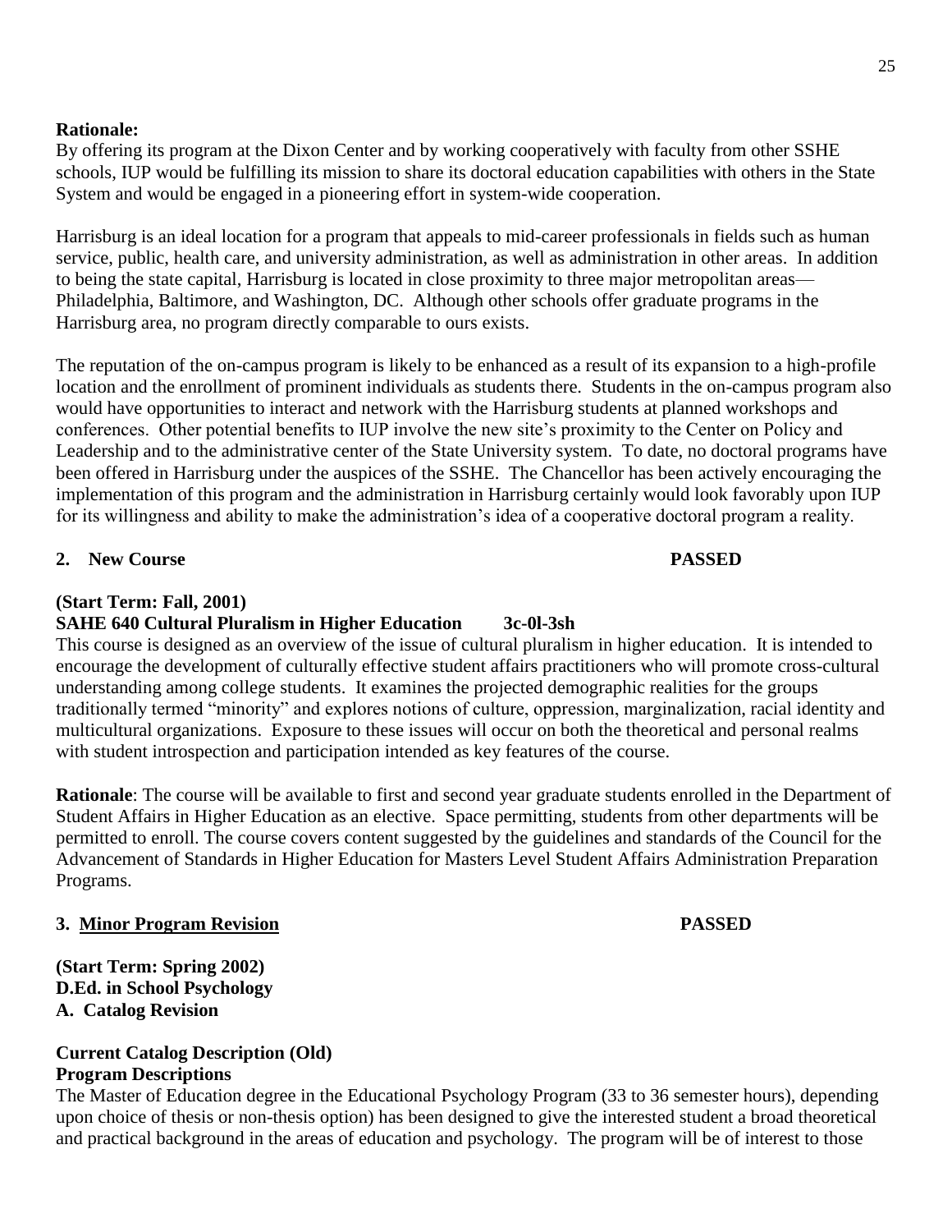**Rationale:**
By offering its program at the Dixon Center and by working cooperatively with faculty from other SSHE schools, IUP would be fulfilling its mission to share its doctoral education capabilities with others in the State System and would be engaged in a pioneering effort in system-wide cooperation.

Harrisburg is an ideal location for a program that appeals to mid-career professionals in fields such as human service, public, health care, and university administration, as well as administration in other areas. In addition to being the state capital, Harrisburg is located in close proximity to three major metropolitan areas—Philadelphia, Baltimore, and Washington, DC. Although other schools offer graduate programs in the Harrisburg area, no program directly comparable to ours exists.

The reputation of the on-campus program is likely to be enhanced as a result of its expansion to a high-profile location and the enrollment of prominent individuals as students there. Students in the on-campus program also would have opportunities to interact and network with the Harrisburg students at planned workshops and conferences. Other potential benefits to IUP involve the new site's proximity to the Center on Policy and Leadership and to the administrative center of the State University system. To date, no doctoral programs have been offered in Harrisburg under the auspices of the SSHE. The Chancellor has been actively encouraging the implementation of this program and the administration in Harrisburg certainly would look favorably upon IUP for its willingness and ability to make the administration's idea of a cooperative doctoral program a reality.

**2. New Course** **PASSED**

**(Start Term: Fall, 2001)**
**SAHE 640 Cultural Pluralism in Higher Education 3c-0l-3sh**
This course is designed as an overview of the issue of cultural pluralism in higher education. It is intended to encourage the development of culturally effective student affairs practitioners who will promote cross-cultural understanding among college students. It examines the projected demographic realities for the groups traditionally termed "minority" and explores notions of culture, oppression, marginalization, racial identity and multicultural organizations. Exposure to these issues will occur on both the theoretical and personal realms with student introspection and participation intended as key features of the course.

**Rationale**: The course will be available to first and second year graduate students enrolled in the Department of Student Affairs in Higher Education as an elective. Space permitting, students from other departments will be permitted to enroll. The course covers content suggested by the guidelines and standards of the Council for the Advancement of Standards in Higher Education for Masters Level Student Affairs Administration Preparation Programs.

**3. <u>Minor Program Revision</u>** **PASSED**

**(Start Term: Spring 2002)**
**D.Ed. in School Psychology**
**A. Catalog Revision**

**Current Catalog Description (Old)**
**Program Descriptions**
The Master of Education degree in the Educational Psychology Program (33 to 36 semester hours), depending upon choice of thesis or non-thesis option) has been designed to give the interested student a broad theoretical and practical background in the areas of education and psychology. The program will be of interest to those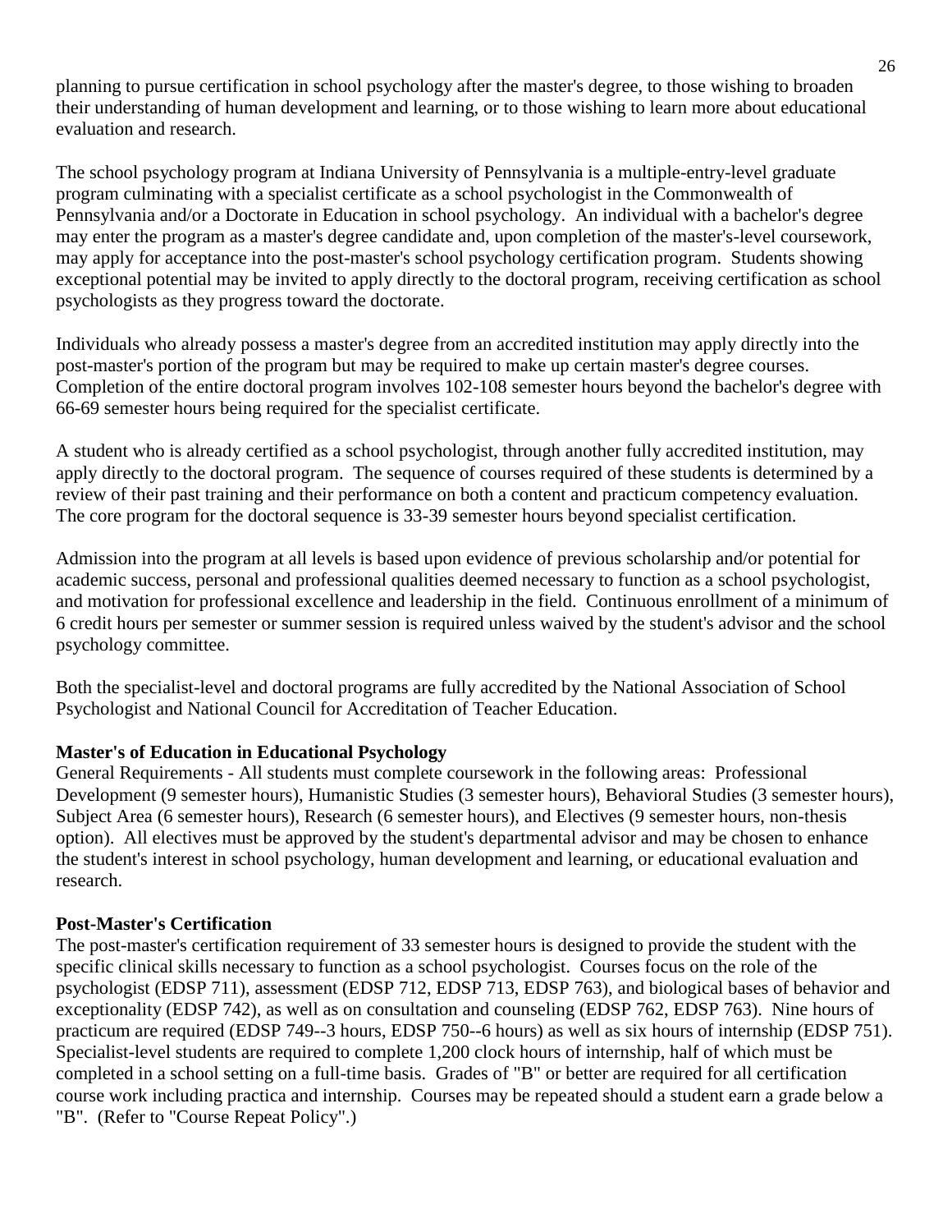planning to pursue certification in school psychology after the master's degree, to those wishing to broaden their understanding of human development and learning, or to those wishing to learn more about educational evaluation and research.

The school psychology program at Indiana University of Pennsylvania is a multiple-entry-level graduate program culminating with a specialist certificate as a school psychologist in the Commonwealth of Pennsylvania and/or a Doctorate in Education in school psychology. An individual with a bachelor's degree may enter the program as a master's degree candidate and, upon completion of the master's-level coursework, may apply for acceptance into the post-master's school psychology certification program. Students showing exceptional potential may be invited to apply directly to the doctoral program, receiving certification as school psychologists as they progress toward the doctorate.

Individuals who already possess a master's degree from an accredited institution may apply directly into the post-master's portion of the program but may be required to make up certain master's degree courses. Completion of the entire doctoral program involves 102-108 semester hours beyond the bachelor's degree with 66-69 semester hours being required for the specialist certificate.

A student who is already certified as a school psychologist, through another fully accredited institution, may apply directly to the doctoral program. The sequence of courses required of these students is determined by a review of their past training and their performance on both a content and practicum competency evaluation. The core program for the doctoral sequence is 33-39 semester hours beyond specialist certification.

Admission into the program at all levels is based upon evidence of previous scholarship and/or potential for academic success, personal and professional qualities deemed necessary to function as a school psychologist, and motivation for professional excellence and leadership in the field. Continuous enrollment of a minimum of 6 credit hours per semester or summer session is required unless waived by the student's advisor and the school psychology committee.

Both the specialist-level and doctoral programs are fully accredited by the National Association of School Psychologist and National Council for Accreditation of Teacher Education.

**Master's of Education in Educational Psychology**

General Requirements - All students must complete coursework in the following areas: Professional Development (9 semester hours), Humanistic Studies (3 semester hours), Behavioral Studies (3 semester hours), Subject Area (6 semester hours), Research (6 semester hours), and Electives (9 semester hours, non-thesis option). All electives must be approved by the student's departmental advisor and may be chosen to enhance the student's interest in school psychology, human development and learning, or educational evaluation and research.

**Post-Master's Certification**

The post-master's certification requirement of 33 semester hours is designed to provide the student with the specific clinical skills necessary to function as a school psychologist. Courses focus on the role of the psychologist (EDSP 711), assessment (EDSP 712, EDSP 713, EDSP 763), and biological bases of behavior and exceptionality (EDSP 742), as well as on consultation and counseling (EDSP 762, EDSP 763). Nine hours of practicum are required (EDSP 749--3 hours, EDSP 750--6 hours) as well as six hours of internship (EDSP 751). Specialist-level students are required to complete 1,200 clock hours of internship, half of which must be completed in a school setting on a full-time basis. Grades of "B" or better are required for all certification course work including practica and internship. Courses may be repeated should a student earn a grade below a "B". (Refer to "Course Repeat Policy".)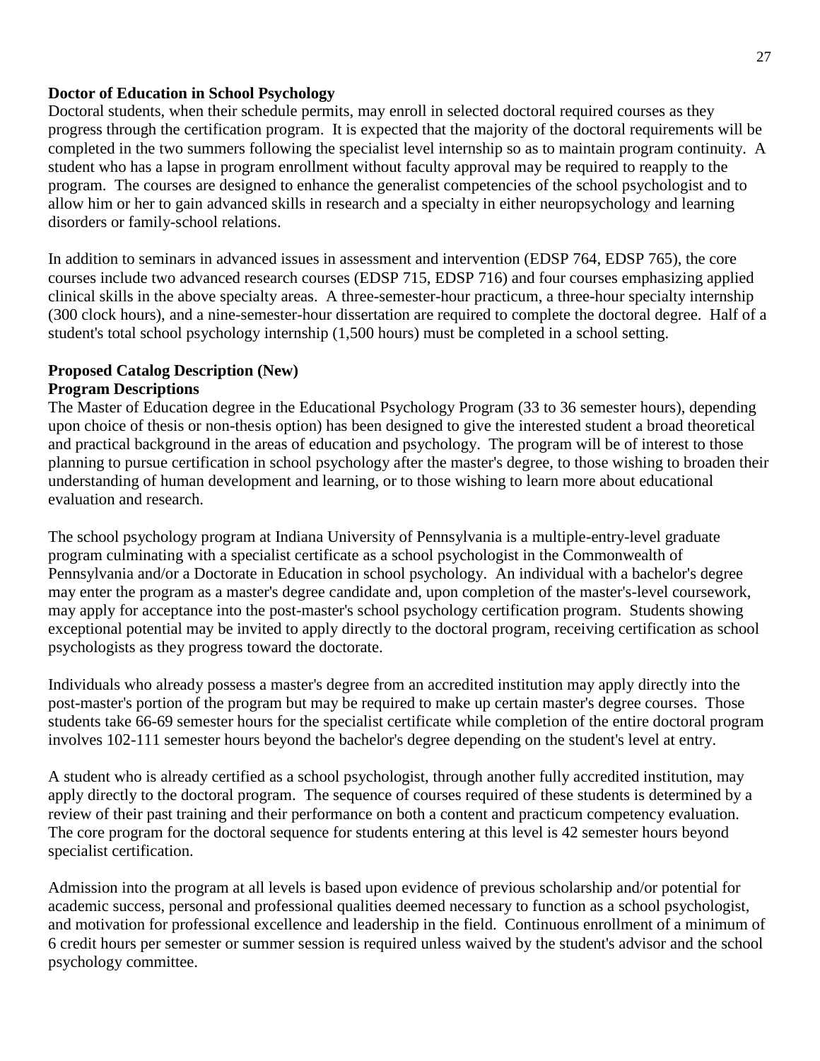**Doctor of Education in School Psychology**

Doctoral students, when their schedule permits, may enroll in selected doctoral required courses as they progress through the certification program. It is expected that the majority of the doctoral requirements will be completed in the two summers following the specialist level internship so as to maintain program continuity. A student who has a lapse in program enrollment without faculty approval may be required to reapply to the program. The courses are designed to enhance the generalist competencies of the school psychologist and to allow him or her to gain advanced skills in research and a specialty in either neuropsychology and learning disorders or family-school relations.

In addition to seminars in advanced issues in assessment and intervention (EDSP 764, EDSP 765), the core courses include two advanced research courses (EDSP 715, EDSP 716) and four courses emphasizing applied clinical skills in the above specialty areas. A three-semester-hour practicum, a three-hour specialty internship (300 clock hours), and a nine-semester-hour dissertation are required to complete the doctoral degree. Half of a student's total school psychology internship (1,500 hours) must be completed in a school setting.

**Proposed Catalog Description (New)**

**Program Descriptions**

The Master of Education degree in the Educational Psychology Program (33 to 36 semester hours), depending upon choice of thesis or non-thesis option) has been designed to give the interested student a broad theoretical and practical background in the areas of education and psychology. The program will be of interest to those planning to pursue certification in school psychology after the master's degree, to those wishing to broaden their understanding of human development and learning, or to those wishing to learn more about educational evaluation and research.

The school psychology program at Indiana University of Pennsylvania is a multiple-entry-level graduate program culminating with a specialist certificate as a school psychologist in the Commonwealth of Pennsylvania and/or a Doctorate in Education in school psychology. An individual with a bachelor's degree may enter the program as a master's degree candidate and, upon completion of the master's-level coursework, may apply for acceptance into the post-master's school psychology certification program. Students showing exceptional potential may be invited to apply directly to the doctoral program, receiving certification as school psychologists as they progress toward the doctorate.

Individuals who already possess a master's degree from an accredited institution may apply directly into the post-master's portion of the program but may be required to make up certain master's degree courses. Those students take 66-69 semester hours for the specialist certificate while completion of the entire doctoral program involves 102-111 semester hours beyond the bachelor's degree depending on the student's level at entry.

A student who is already certified as a school psychologist, through another fully accredited institution, may apply directly to the doctoral program. The sequence of courses required of these students is determined by a review of their past training and their performance on both a content and practicum competency evaluation. The core program for the doctoral sequence for students entering at this level is 42 semester hours beyond specialist certification.

Admission into the program at all levels is based upon evidence of previous scholarship and/or potential for academic success, personal and professional qualities deemed necessary to function as a school psychologist, and motivation for professional excellence and leadership in the field. Continuous enrollment of a minimum of 6 credit hours per semester or summer session is required unless waived by the student's advisor and the school psychology committee.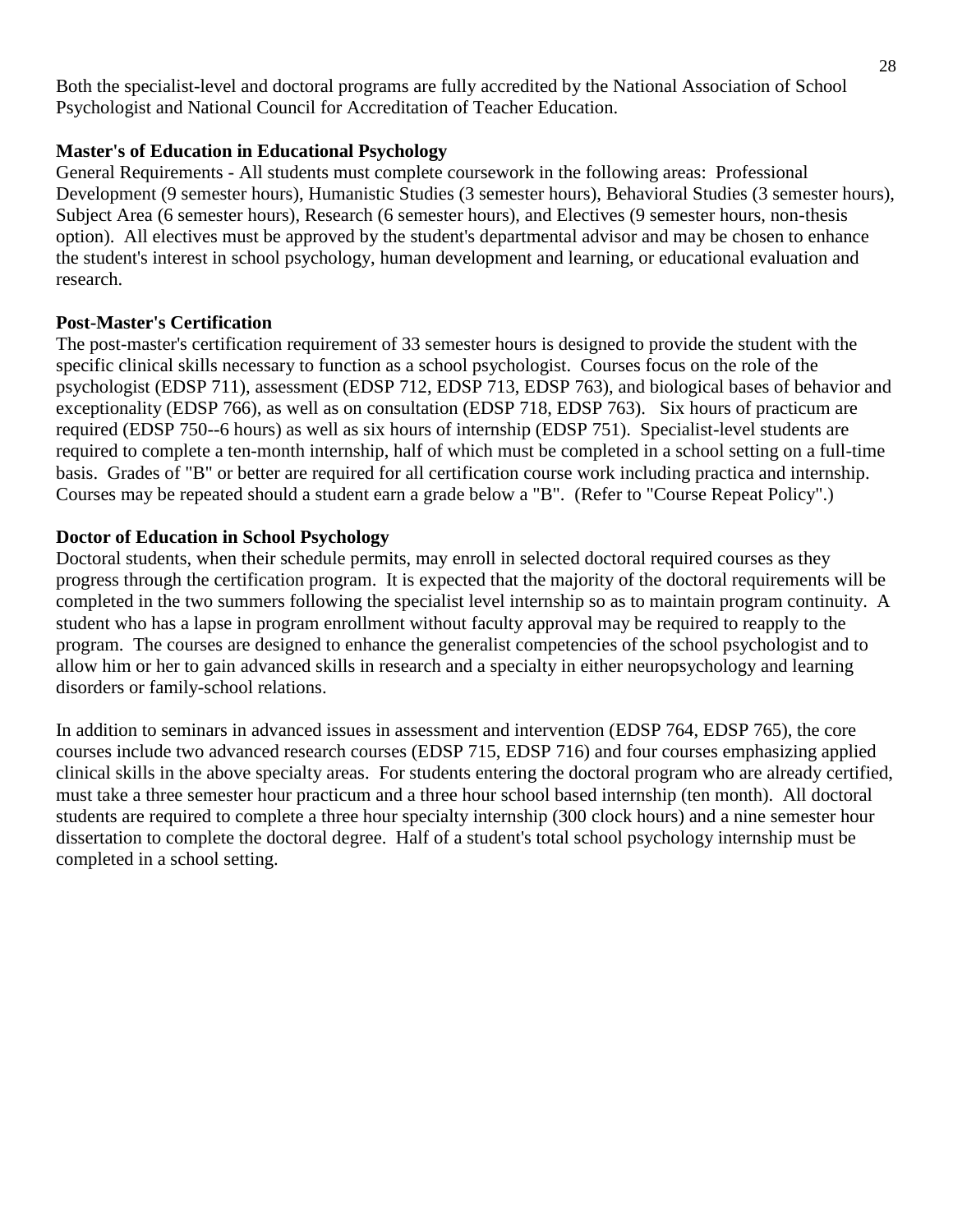Both the specialist-level and doctoral programs are fully accredited by the National Association of School Psychologist and National Council for Accreditation of Teacher Education.

**Master's of Education in Educational Psychology**

General Requirements - All students must complete coursework in the following areas: Professional Development (9 semester hours), Humanistic Studies (3 semester hours), Behavioral Studies (3 semester hours), Subject Area (6 semester hours), Research (6 semester hours), and Electives (9 semester hours, non-thesis option). All electives must be approved by the student's departmental advisor and may be chosen to enhance the student's interest in school psychology, human development and learning, or educational evaluation and research.

**Post-Master's Certification**

The post-master's certification requirement of 33 semester hours is designed to provide the student with the specific clinical skills necessary to function as a school psychologist. Courses focus on the role of the psychologist (EDSP 711), assessment (EDSP 712, EDSP 713, EDSP 763), and biological bases of behavior and exceptionality (EDSP 766), as well as on consultation (EDSP 718, EDSP 763). Six hours of practicum are required (EDSP 750--6 hours) as well as six hours of internship (EDSP 751). Specialist-level students are required to complete a ten-month internship, half of which must be completed in a school setting on a full-time basis. Grades of "B" or better are required for all certification course work including practica and internship. Courses may be repeated should a student earn a grade below a "B". (Refer to "Course Repeat Policy".)

**Doctor of Education in School Psychology**

Doctoral students, when their schedule permits, may enroll in selected doctoral required courses as they progress through the certification program. It is expected that the majority of the doctoral requirements will be completed in the two summers following the specialist level internship so as to maintain program continuity. A student who has a lapse in program enrollment without faculty approval may be required to reapply to the program. The courses are designed to enhance the generalist competencies of the school psychologist and to allow him or her to gain advanced skills in research and a specialty in either neuropsychology and learning disorders or family-school relations.

In addition to seminars in advanced issues in assessment and intervention (EDSP 764, EDSP 765), the core courses include two advanced research courses (EDSP 715, EDSP 716) and four courses emphasizing applied clinical skills in the above specialty areas. For students entering the doctoral program who are already certified, must take a three semester hour practicum and a three hour school based internship (ten month). All doctoral students are required to complete a three hour specialty internship (300 clock hours) and a nine semester hour dissertation to complete the doctoral degree. Half of a student's total school psychology internship must be completed in a school setting.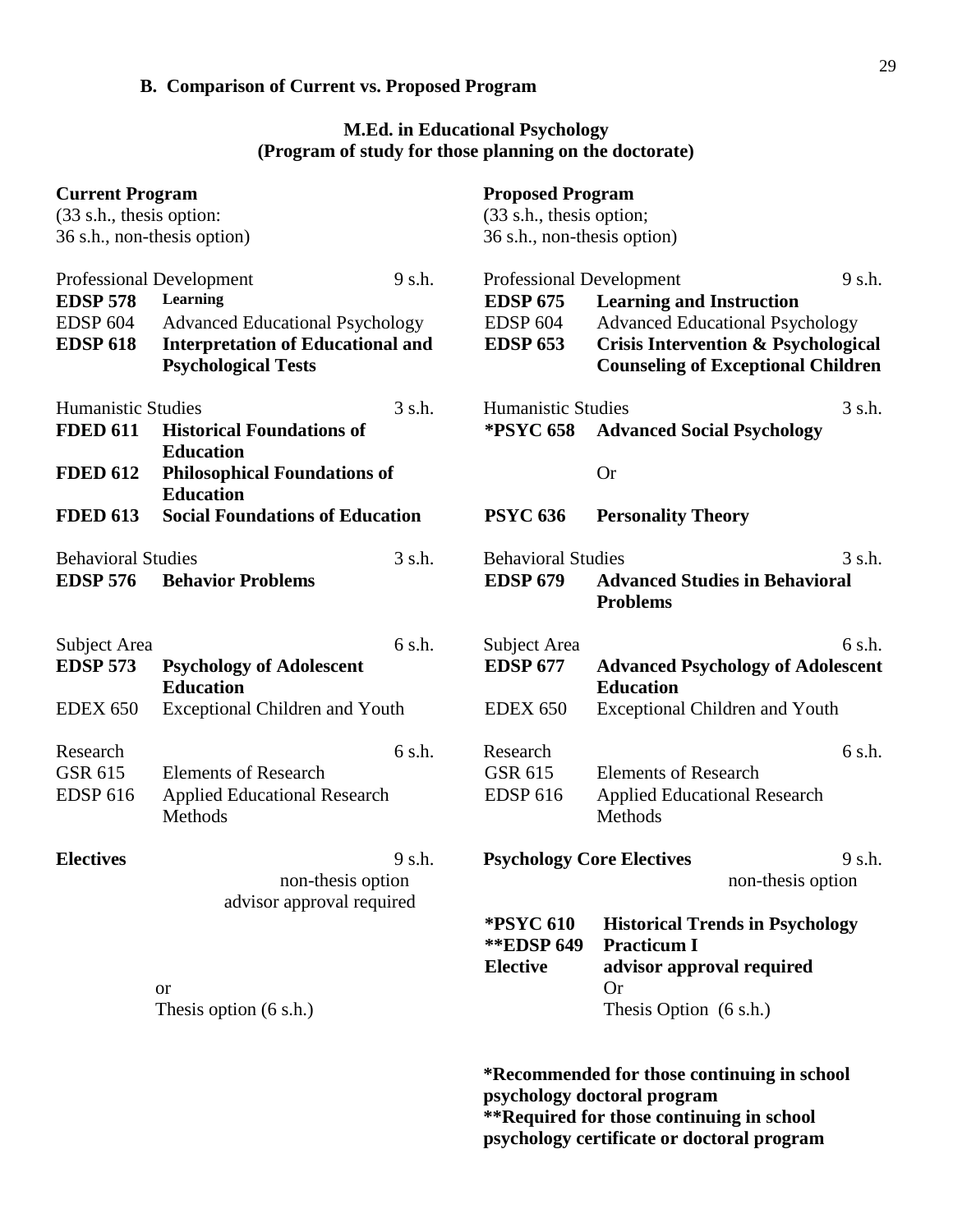### B. Comparison of Current vs. Proposed Program

**M.Ed. in Educational Psychology**
**(Program of study for those planning on the doctorate)**

| Current Program | | | Proposed Program | | |
|---|---|---|---|---|---|
| (33 s.h., thesis option: 36 s.h., non-thesis option) | | | (33 s.h., thesis option; 36 s.h., non-thesis option) | | |
| Professional Development | | 9 s.h. | Professional Development | | 9 s.h. |
| **EDSP 578** | **Learning** | | **EDSP 675** | **Learning and Instruction** | |
| EDSP 604 | Advanced Educational Psychology | | EDSP 604 | Advanced Educational Psychology | |
| **EDSP 618** | **Interpretation of Educational and Psychological Tests** | | **EDSP 653** | **Crisis Intervention & Psychological Counseling of Exceptional Children** | |
| Humanistic Studies | | 3 s.h. | Humanistic Studies | | 3 s.h. |
| **FDED 611** | **Historical Foundations of Education** | | **\*PSYC 658** | **Advanced Social Psychology** | |
| **FDED 612** | **Philosophical Foundations of Education** | | | Or | |
| **FDED 613** | **Social Foundations of Education** | | **PSYC 636** | **Personality Theory** | |
| Behavioral Studies | | 3 s.h. | Behavioral Studies | | 3 s.h. |
| **EDSP 576** | **Behavior Problems** | | **EDSP 679** | **Advanced Studies in Behavioral Problems** | |
| Subject Area | | 6 s.h. | Subject Area | | 6 s.h. |
| **EDSP 573** | **Psychology of Adolescent Education** | | **EDSP 677** | **Advanced Psychology of Adolescent Education** | |
| EDEX 650 | Exceptional Children and Youth | | EDEX 650 | Exceptional Children and Youth | |
| Research | | 6 s.h. | Research | | 6 s.h. |
| GSR 615 | Elements of Research | | GSR 615 | Elements of Research | |
| EDSP 616 | Applied Educational Research Methods | | EDSP 616 | Applied Educational Research Methods | |
| **Electives** | | 9 s.h. | **Psychology Core Electives** | | 9 s.h. |
| | non-thesis option advisor approval required | | | non-thesis option | |
| | | | **\*PSYC 610** | **Historical Trends in Psychology** | |
| | | | **\*\*EDSP 649** | **Practicum I** | |
| | | | **Elective** | **advisor approval required** | |
| | or | | | Or | |
| | Thesis option (6 s.h.) | | | Thesis Option (6 s.h.) | |

**\*Recommended for those continuing in school psychology doctoral program**
**\*\*Required for those continuing in school psychology certificate or doctoral program**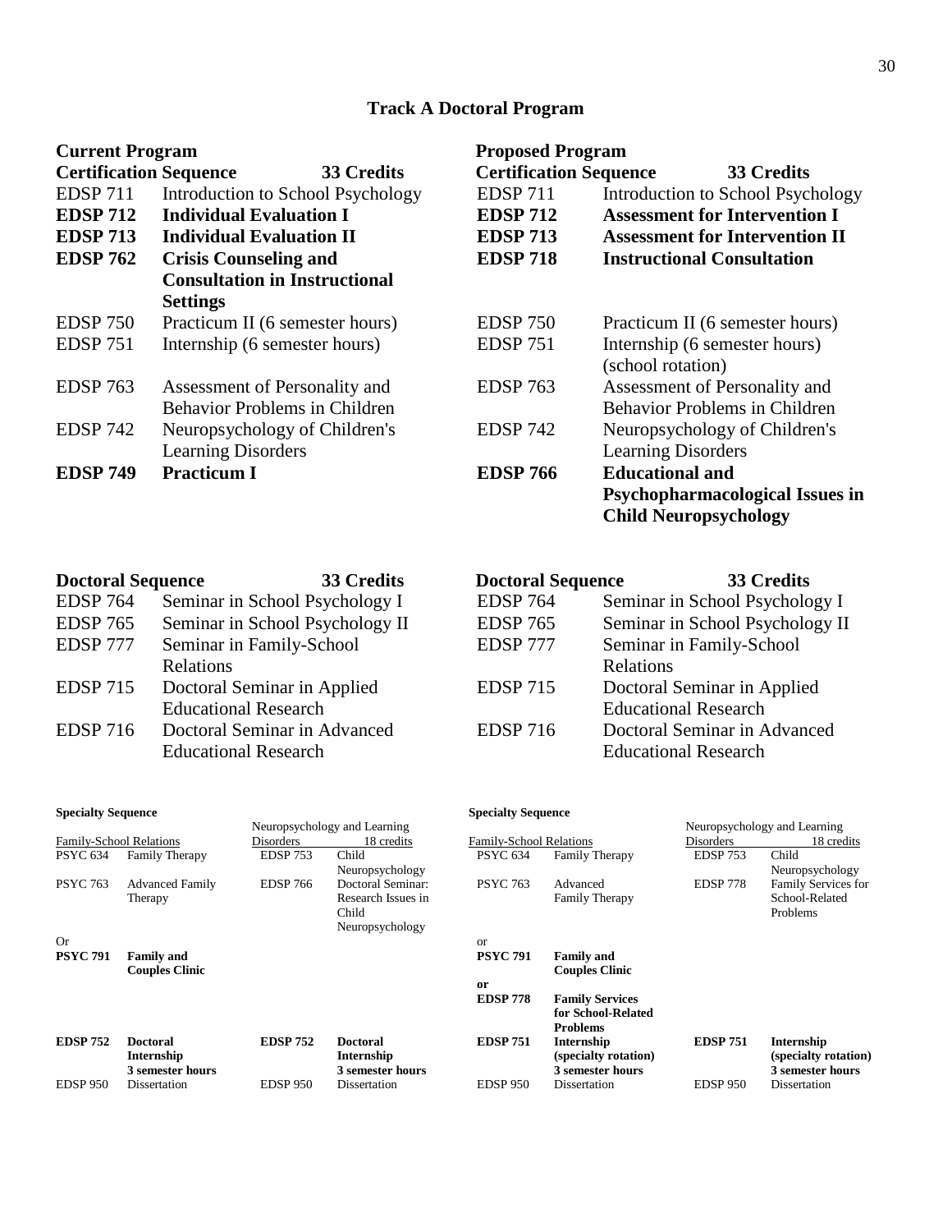## Track A Doctoral Program

| **Current Program** | | **Proposed Program** | |
|---|---|---|---|
| **Certification Sequence** | **33 Credits** | **Certification Sequence** | **33 Credits** |
| EDSP 711 | Introduction to School Psychology | EDSP 711 | Introduction to School Psychology |
| **EDSP 712** | **Individual Evaluation I** | **EDSP 712** | **Assessment for Intervention I** |
| **EDSP 713** | **Individual Evaluation II** | **EDSP 713** | **Assessment for Intervention II** |
| **EDSP 762** | **Crisis Counseling and Consultation in Instructional Settings** | **EDSP 718** | **Instructional Consultation** |
| EDSP 750 | Practicum II (6 semester hours) | EDSP 750 | Practicum II (6 semester hours) |
| EDSP 751 | Internship (6 semester hours) | EDSP 751 | Internship (6 semester hours) (school rotation) |
| EDSP 763 | Assessment of Personality and Behavior Problems in Children | EDSP 763 | Assessment of Personality and Behavior Problems in Children |
| EDSP 742 | Neuropsychology of Children's Learning Disorders | EDSP 742 | Neuropsychology of Children's Learning Disorders |
| **EDSP 749** | **Practicum I** | **EDSP 766** | **Educational and Psychopharmacological Issues in Child Neuropsychology** |

| **Doctoral Sequence** | **33 Credits** | **Doctoral Sequence** | **33 Credits** |
|---|---|---|---|
| EDSP 764 | Seminar in School Psychology I | EDSP 764 | Seminar in School Psychology I |
| EDSP 765 | Seminar in School Psychology II | EDSP 765 | Seminar in School Psychology II |
| EDSP 777 | Seminar in Family-School Relations | EDSP 777 | Seminar in Family-School Relations |
| EDSP 715 | Doctoral Seminar in Applied Educational Research | EDSP 715 | Doctoral Seminar in Applied Educational Research |
| EDSP 716 | Doctoral Seminar in Advanced Educational Research | EDSP 716 | Doctoral Seminar in Advanced Educational Research |

**Specialty Sequence** (Current Program)

| Family-School Relations | | Neuropsychology and Learning Disorders | 18 credits |
|---|---|---|---|
| PSYC 634 | Family Therapy | EDSP 753 | Child Neuropsychology |
| PSYC 763 | Advanced Family Therapy | EDSP 766 | Doctoral Seminar: Research Issues in Child Neuropsychology |
| Or | | | |
| **PSYC 791** | **Family and Couples Clinic** | | |
| **EDSP 752** | **Doctoral Internship 3 semester hours** | **EDSP 752** | **Doctoral Internship 3 semester hours** |
| EDSP 950 | Dissertation | EDSP 950 | Dissertation |

**Specialty Sequence** (Proposed Program)

| Family-School Relations | | Neuropsychology and Learning Disorders | 18 credits |
|---|---|---|---|
| PSYC 634 | Family Therapy | EDSP 753 | Child Neuropsychology |
| PSYC 763 | Advanced Family Therapy | EDSP 778 | Family Services for School-Related Problems |
| or | | | |
| **PSYC 791** | **Family and Couples Clinic** | | |
| **or** | | | |
| **EDSP 778** | **Family Services for School-Related Problems** | | |
| **EDSP 751** | **Internship (specialty rotation) 3 semester hours** | **EDSP 751** | **Internship (specialty rotation) 3 semester hours** |
| EDSP 950 | Dissertation | EDSP 950 | Dissertation |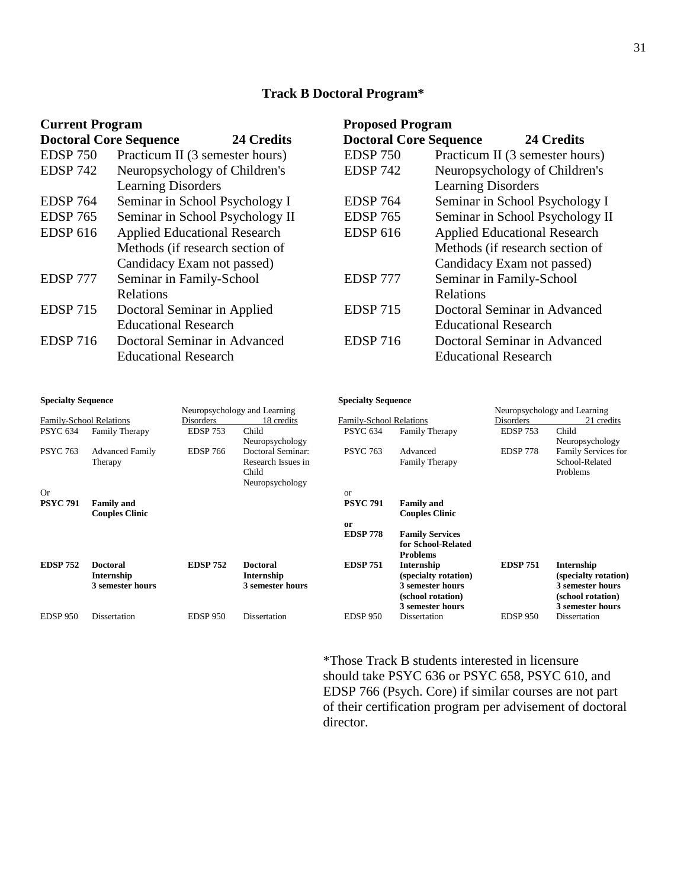## Track B Doctoral Program*

**Current Program**

| **Doctoral Core Sequence** | **24 Credits** |
|---|---|
| EDSP 750 | Practicum II (3 semester hours) |
| EDSP 742 | Neuropsychology of Children's Learning Disorders |
| EDSP 764 | Seminar in School Psychology I |
| EDSP 765 | Seminar in School Psychology II |
| EDSP 616 | Applied Educational Research Methods (if research section of Candidacy Exam not passed) |
| EDSP 777 | Seminar in Family-School Relations |
| EDSP 715 | Doctoral Seminar in Applied Educational Research |
| EDSP 716 | Doctoral Seminar in Advanced Educational Research |

**Specialty Sequence**

| Family-School Relations | | Neuropsychology and Learning Disorders | 18 credits |
|---|---|---|---|
| PSYC 634 | Family Therapy | EDSP 753 | Child Neuropsychology |
| PSYC 763 | Advanced Family Therapy | EDSP 766 | Doctoral Seminar: Research Issues in Child Neuropsychology |
| Or | | | |
| **PSYC 791** | **Family and Couples Clinic** | | |
| **EDSP 752** | **Doctoral Internship 3 semester hours** | **EDSP 752** | **Doctoral Internship 3 semester hours** |
| EDSP 950 | Dissertation | EDSP 950 | Dissertation |

**Proposed Program**

| **Doctoral Core Sequence** | **24 Credits** |
|---|---|
| EDSP 750 | Practicum II (3 semester hours) |
| EDSP 742 | Neuropsychology of Children's Learning Disorders |
| EDSP 764 | Seminar in School Psychology I |
| EDSP 765 | Seminar in School Psychology II |
| EDSP 616 | Applied Educational Research Methods (if research section of Candidacy Exam not passed) |
| EDSP 777 | Seminar in Family-School Relations |
| EDSP 715 | Doctoral Seminar in Advanced Educational Research |
| EDSP 716 | Doctoral Seminar in Advanced Educational Research |

**Specialty Sequence**

| Family-School Relations | | Neuropsychology and Learning Disorders | 21 credits |
|---|---|---|---|
| PSYC 634 | Family Therapy | EDSP 753 | Child Neuropsychology |
| PSYC 763 | Advanced Family Therapy | EDSP 778 | Family Services for School-Related Problems |
| or | | | |
| **PSYC 791** | **Family and Couples Clinic** | | |
| **or** | | | |
| **EDSP 778** | **Family Services for School-Related Problems** | | |
| **EDSP 751** | **Internship (specialty rotation) 3 semester hours (school rotation) 3 semester hours** | **EDSP 751** | **Internship (specialty rotation) 3 semester hours (school rotation) 3 semester hours** |
| EDSP 950 | Dissertation | EDSP 950 | Dissertation |

*Those Track B students interested in licensure should take PSYC 636 or PSYC 658, PSYC 610, and EDSP 766 (Psych. Core) if similar courses are not part of their certification program per advisement of doctoral director.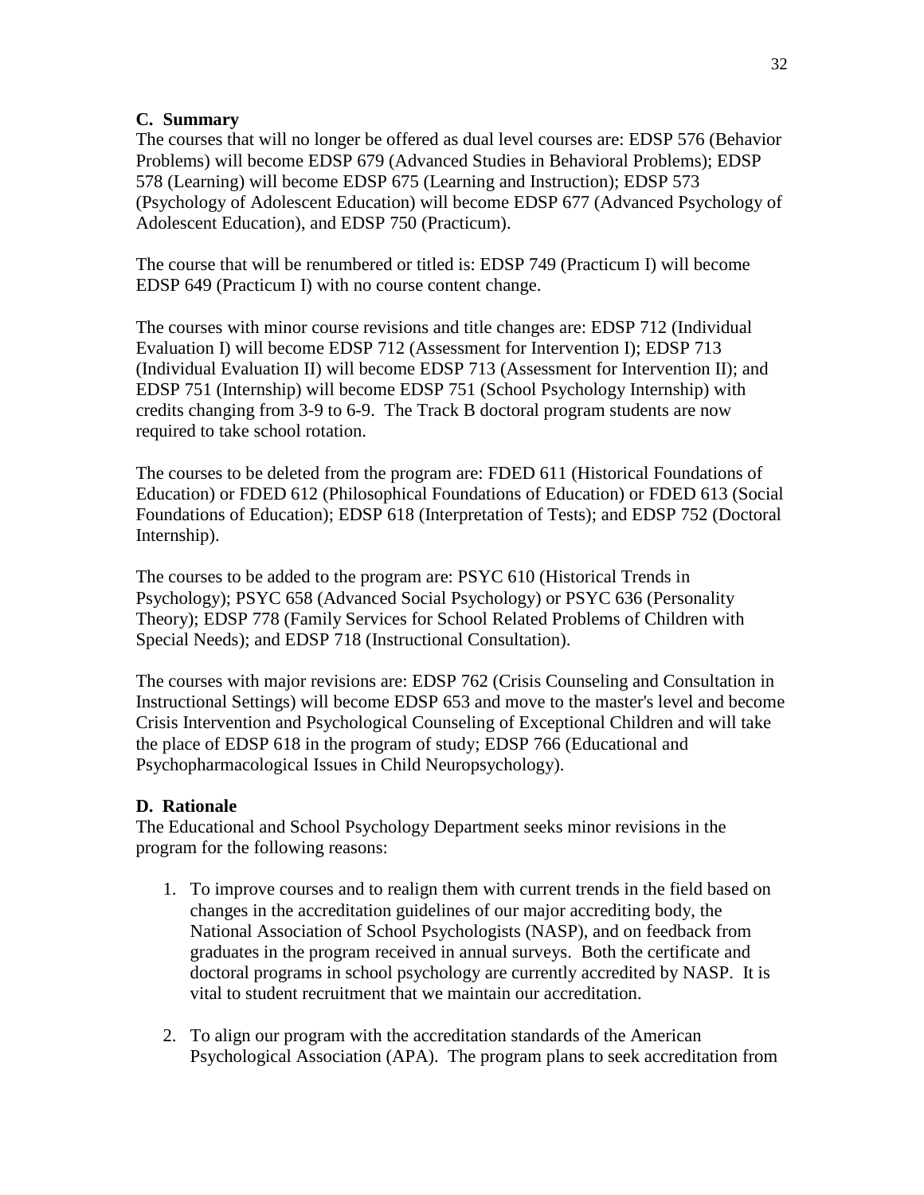### C. Summary

The courses that will no longer be offered as dual level courses are: EDSP 576 (Behavior Problems) will become EDSP 679 (Advanced Studies in Behavioral Problems); EDSP 578 (Learning) will become EDSP 675 (Learning and Instruction); EDSP 573 (Psychology of Adolescent Education) will become EDSP 677 (Advanced Psychology of Adolescent Education), and EDSP 750 (Practicum).

The course that will be renumbered or titled is: EDSP 749 (Practicum I) will become EDSP 649 (Practicum I) with no course content change.

The courses with minor course revisions and title changes are: EDSP 712 (Individual Evaluation I) will become EDSP 712 (Assessment for Intervention I); EDSP 713 (Individual Evaluation II) will become EDSP 713 (Assessment for Intervention II); and EDSP 751 (Internship) will become EDSP 751 (School Psychology Internship) with credits changing from 3-9 to 6-9. The Track B doctoral program students are now required to take school rotation.

The courses to be deleted from the program are: FDED 611 (Historical Foundations of Education) or FDED 612 (Philosophical Foundations of Education) or FDED 613 (Social Foundations of Education); EDSP 618 (Interpretation of Tests); and EDSP 752 (Doctoral Internship).

The courses to be added to the program are: PSYC 610 (Historical Trends in Psychology); PSYC 658 (Advanced Social Psychology) or PSYC 636 (Personality Theory); EDSP 778 (Family Services for School Related Problems of Children with Special Needs); and EDSP 718 (Instructional Consultation).

The courses with major revisions are: EDSP 762 (Crisis Counseling and Consultation in Instructional Settings) will become EDSP 653 and move to the master's level and become Crisis Intervention and Psychological Counseling of Exceptional Children and will take the place of EDSP 618 in the program of study; EDSP 766 (Educational and Psychopharmacological Issues in Child Neuropsychology).

### D. Rationale

The Educational and School Psychology Department seeks minor revisions in the program for the following reasons:

1. To improve courses and to realign them with current trends in the field based on changes in the accreditation guidelines of our major accrediting body, the National Association of School Psychologists (NASP), and on feedback from graduates in the program received in annual surveys. Both the certificate and doctoral programs in school psychology are currently accredited by NASP. It is vital to student recruitment that we maintain our accreditation.

2. To align our program with the accreditation standards of the American Psychological Association (APA). The program plans to seek accreditation from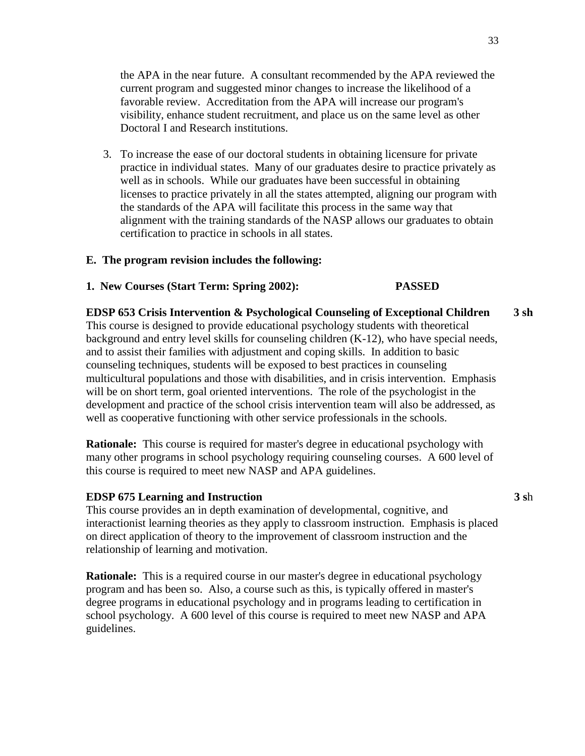the APA in the near future. A consultant recommended by the APA reviewed the current program and suggested minor changes to increase the likelihood of a favorable review. Accreditation from the APA will increase our program's visibility, enhance student recruitment, and place us on the same level as other Doctoral I and Research institutions.

3. To increase the ease of our doctoral students in obtaining licensure for private practice in individual states. Many of our graduates desire to practice privately as well as in schools. While our graduates have been successful in obtaining licenses to practice privately in all the states attempted, aligning our program with the standards of the APA will facilitate this process in the same way that alignment with the training standards of the NASP allows our graduates to obtain certification to practice in schools in all states.

**E. The program revision includes the following:**

**1. New Courses (Start Term: Spring 2002): PASSED**

**EDSP 653 Crisis Intervention & Psychological Counseling of Exceptional Children 3 sh**
This course is designed to provide educational psychology students with theoretical background and entry level skills for counseling children (K-12), who have special needs, and to assist their families with adjustment and coping skills. In addition to basic counseling techniques, students will be exposed to best practices in counseling multicultural populations and those with disabilities, and in crisis intervention. Emphasis will be on short term, goal oriented interventions. The role of the psychologist in the development and practice of the school crisis intervention team will also be addressed, as well as cooperative functioning with other service professionals in the schools.

**Rationale:** This course is required for master's degree in educational psychology with many other programs in school psychology requiring counseling courses. A 600 level of this course is required to meet new NASP and APA guidelines.

**EDSP 675 Learning and Instruction 3 sh**
This course provides an in depth examination of developmental, cognitive, and interactionist learning theories as they apply to classroom instruction. Emphasis is placed on direct application of theory to the improvement of classroom instruction and the relationship of learning and motivation.

**Rationale:** This is a required course in our master's degree in educational psychology program and has been so. Also, a course such as this, is typically offered in master's degree programs in educational psychology and in programs leading to certification in school psychology. A 600 level of this course is required to meet new NASP and APA guidelines.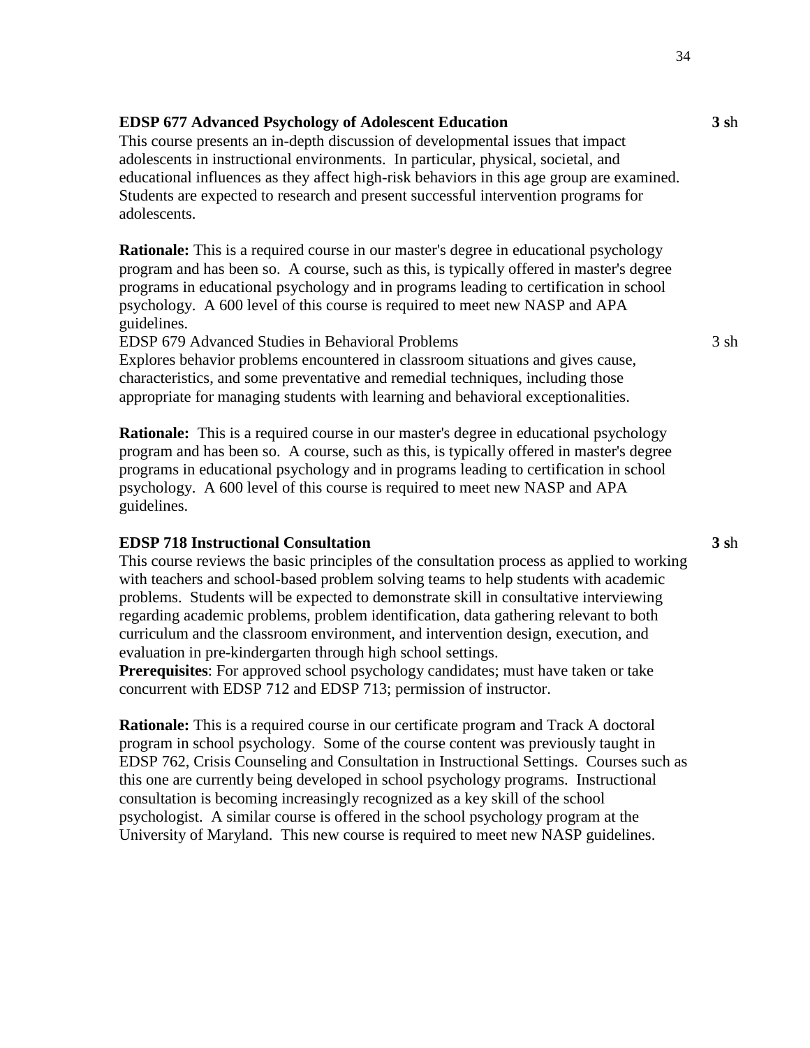**EDSP 677 Advanced Psychology of Adolescent Education** **3 s**h

This course presents an in-depth discussion of developmental issues that impact adolescents in instructional environments. In particular, physical, societal, and educational influences as they affect high-risk behaviors in this age group are examined. Students are expected to research and present successful intervention programs for adolescents.

**Rationale:** This is a required course in our master's degree in educational psychology program and has been so. A course, such as this, is typically offered in master's degree programs in educational psychology and in programs leading to certification in school psychology. A 600 level of this course is required to meet new NASP and APA guidelines.

EDSP 679 Advanced Studies in Behavioral Problems 3 sh

Explores behavior problems encountered in classroom situations and gives cause, characteristics, and some preventative and remedial techniques, including those appropriate for managing students with learning and behavioral exceptionalities.

**Rationale:** This is a required course in our master's degree in educational psychology program and has been so. A course, such as this, is typically offered in master's degree programs in educational psychology and in programs leading to certification in school psychology. A 600 level of this course is required to meet new NASP and APA guidelines.

**EDSP 718 Instructional Consultation** **3 s**h

This course reviews the basic principles of the consultation process as applied to working with teachers and school-based problem solving teams to help students with academic problems. Students will be expected to demonstrate skill in consultative interviewing regarding academic problems, problem identification, data gathering relevant to both curriculum and the classroom environment, and intervention design, execution, and evaluation in pre-kindergarten through high school settings.

**Prerequisites**: For approved school psychology candidates; must have taken or take concurrent with EDSP 712 and EDSP 713; permission of instructor.

**Rationale:** This is a required course in our certificate program and Track A doctoral program in school psychology. Some of the course content was previously taught in EDSP 762, Crisis Counseling and Consultation in Instructional Settings. Courses such as this one are currently being developed in school psychology programs. Instructional consultation is becoming increasingly recognized as a key skill of the school psychologist. A similar course is offered in the school psychology program at the University of Maryland. This new course is required to meet new NASP guidelines.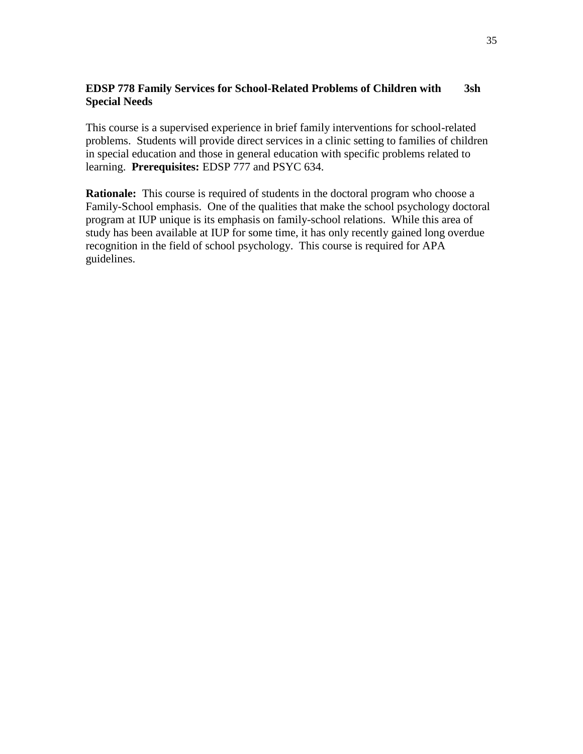**EDSP 778 Family Services for School-Related Problems of Children with Special Needs** **3sh**

This course is a supervised experience in brief family interventions for school-related problems. Students will provide direct services in a clinic setting to families of children in special education and those in general education with specific problems related to learning. **Prerequisites:** EDSP 777 and PSYC 634.

**Rationale:** This course is required of students in the doctoral program who choose a Family-School emphasis. One of the qualities that make the school psychology doctoral program at IUP unique is its emphasis on family-school relations. While this area of study has been available at IUP for some time, it has only recently gained long overdue recognition in the field of school psychology. This course is required for APA guidelines.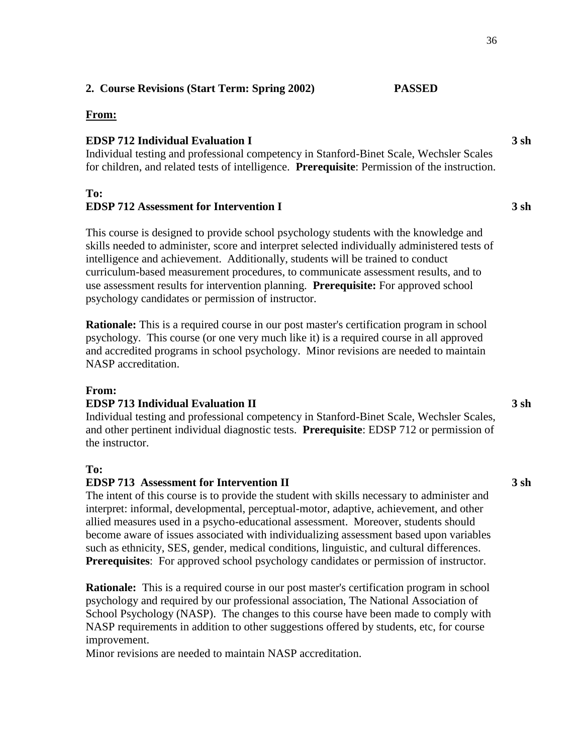**2. Course Revisions (Start Term: Spring 2002) PASSED**

**From:**

**EDSP 712 Individual Evaluation I** **3 sh**
Individual testing and professional competency in Stanford-Binet Scale, Wechsler Scales for children, and related tests of intelligence. **Prerequisite**: Permission of the instruction.

**To:**
**EDSP 712 Assessment for Intervention I** **3 sh**

This course is designed to provide school psychology students with the knowledge and skills needed to administer, score and interpret selected individually administered tests of intelligence and achievement. Additionally, students will be trained to conduct curriculum-based measurement procedures, to communicate assessment results, and to use assessment results for intervention planning. **Prerequisite:** For approved school psychology candidates or permission of instructor.

**Rationale:** This is a required course in our post master's certification program in school psychology. This course (or one very much like it) is a required course in all approved and accredited programs in school psychology. Minor revisions are needed to maintain NASP accreditation.

**From:**
**EDSP 713 Individual Evaluation II** **3 sh**
Individual testing and professional competency in Stanford-Binet Scale, Wechsler Scales, and other pertinent individual diagnostic tests. **Prerequisite**: EDSP 712 or permission of the instructor.

**To:**
**EDSP 713 Assessment for Intervention II** **3 sh**
The intent of this course is to provide the student with skills necessary to administer and interpret: informal, developmental, perceptual-motor, adaptive, achievement, and other allied measures used in a psycho-educational assessment. Moreover, students should become aware of issues associated with individualizing assessment based upon variables such as ethnicity, SES, gender, medical conditions, linguistic, and cultural differences. **Prerequisites**: For approved school psychology candidates or permission of instructor.

**Rationale:** This is a required course in our post master's certification program in school psychology and required by our professional association, The National Association of School Psychology (NASP). The changes to this course have been made to comply with NASP requirements in addition to other suggestions offered by students, etc, for course improvement.
Minor revisions are needed to maintain NASP accreditation.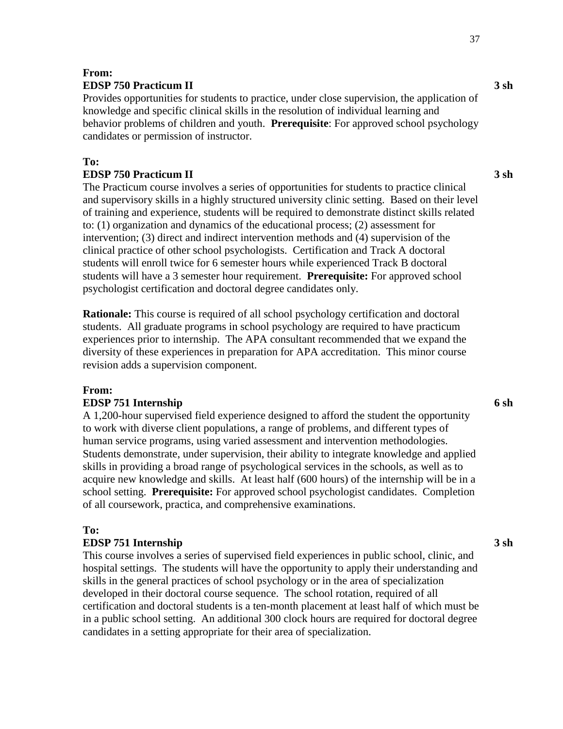**From:**
**EDSP 750 Practicum II** **3 sh**

Provides opportunities for students to practice, under close supervision, the application of knowledge and specific clinical skills in the resolution of individual learning and behavior problems of children and youth. **Prerequisite**: For approved school psychology candidates or permission of instructor.

**To:**
**EDSP 750 Practicum II** **3 sh**

The Practicum course involves a series of opportunities for students to practice clinical and supervisory skills in a highly structured university clinic setting. Based on their level of training and experience, students will be required to demonstrate distinct skills related to: (1) organization and dynamics of the educational process; (2) assessment for intervention; (3) direct and indirect intervention methods and (4) supervision of the clinical practice of other school psychologists. Certification and Track A doctoral students will enroll twice for 6 semester hours while experienced Track B doctoral students will have a 3 semester hour requirement. **Prerequisite:** For approved school psychologist certification and doctoral degree candidates only.

**Rationale:** This course is required of all school psychology certification and doctoral students. All graduate programs in school psychology are required to have practicum experiences prior to internship. The APA consultant recommended that we expand the diversity of these experiences in preparation for APA accreditation. This minor course revision adds a supervision component.

**From:**
**EDSP 751 Internship** **6 sh**

A 1,200-hour supervised field experience designed to afford the student the opportunity to work with diverse client populations, a range of problems, and different types of human service programs, using varied assessment and intervention methodologies. Students demonstrate, under supervision, their ability to integrate knowledge and applied skills in providing a broad range of psychological services in the schools, as well as to acquire new knowledge and skills. At least half (600 hours) of the internship will be in a school setting. **Prerequisite:** For approved school psychologist candidates. Completion of all coursework, practica, and comprehensive examinations.

**To:**
**EDSP 751 Internship** **3 sh**

This course involves a series of supervised field experiences in public school, clinic, and hospital settings. The students will have the opportunity to apply their understanding and skills in the general practices of school psychology or in the area of specialization developed in their doctoral course sequence. The school rotation, required of all certification and doctoral students is a ten-month placement at least half of which must be in a public school setting. An additional 300 clock hours are required for doctoral degree candidates in a setting appropriate for their area of specialization.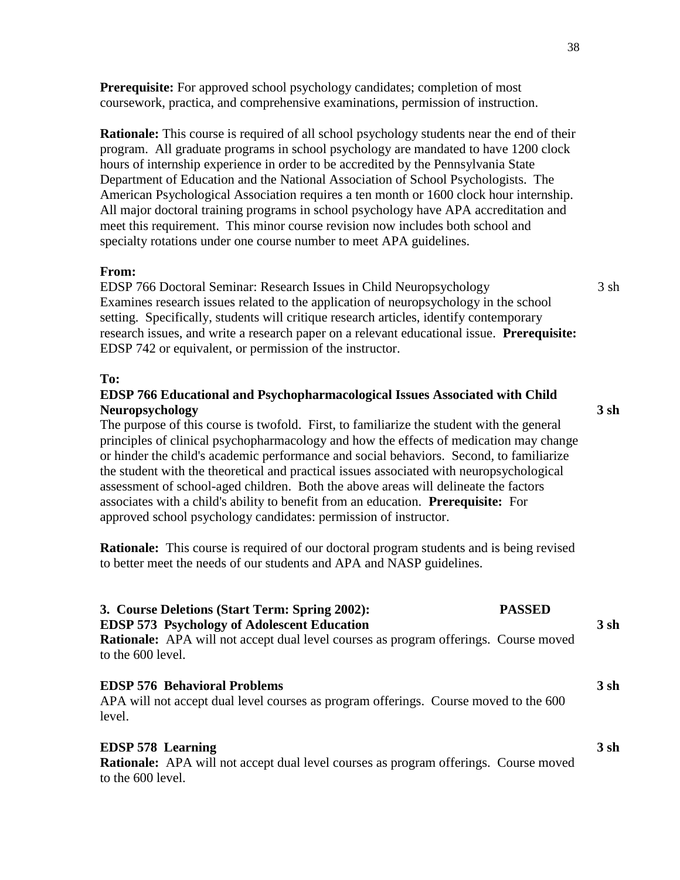**Prerequisite:** For approved school psychology candidates; completion of most coursework, practica, and comprehensive examinations, permission of instruction.

**Rationale:** This course is required of all school psychology students near the end of their program. All graduate programs in school psychology are mandated to have 1200 clock hours of internship experience in order to be accredited by the Pennsylvania State Department of Education and the National Association of School Psychologists. The American Psychological Association requires a ten month or 1600 clock hour internship. All major doctoral training programs in school psychology have APA accreditation and meet this requirement. This minor course revision now includes both school and specialty rotations under one course number to meet APA guidelines.

**From:**

EDSP 766 Doctoral Seminar: Research Issues in Child Neuropsychology 3 sh

Examines research issues related to the application of neuropsychology in the school setting. Specifically, students will critique research articles, identify contemporary research issues, and write a research paper on a relevant educational issue. **Prerequisite:** EDSP 742 or equivalent, or permission of the instructor.

**To:**

**EDSP 766 Educational and Psychopharmacological Issues Associated with Child Neuropsychology 3 sh**

The purpose of this course is twofold. First, to familiarize the student with the general principles of clinical psychopharmacology and how the effects of medication may change or hinder the child's academic performance and social behaviors. Second, to familiarize the student with the theoretical and practical issues associated with neuropsychological assessment of school-aged children. Both the above areas will delineate the factors associates with a child's ability to benefit from an education. **Prerequisite:** For approved school psychology candidates: permission of instructor.

**Rationale:** This course is required of our doctoral program students and is being revised to better meet the needs of our students and APA and NASP guidelines.

**3. Course Deletions (Start Term: Spring 2002): PASSED**

**EDSP 573 Psychology of Adolescent Education 3 sh**

**Rationale:** APA will not accept dual level courses as program offerings. Course moved to the 600 level.

**EDSP 576 Behavioral Problems 3 sh**

APA will not accept dual level courses as program offerings. Course moved to the 600 level.

**EDSP 578 Learning 3 sh**

**Rationale:** APA will not accept dual level courses as program offerings. Course moved to the 600 level.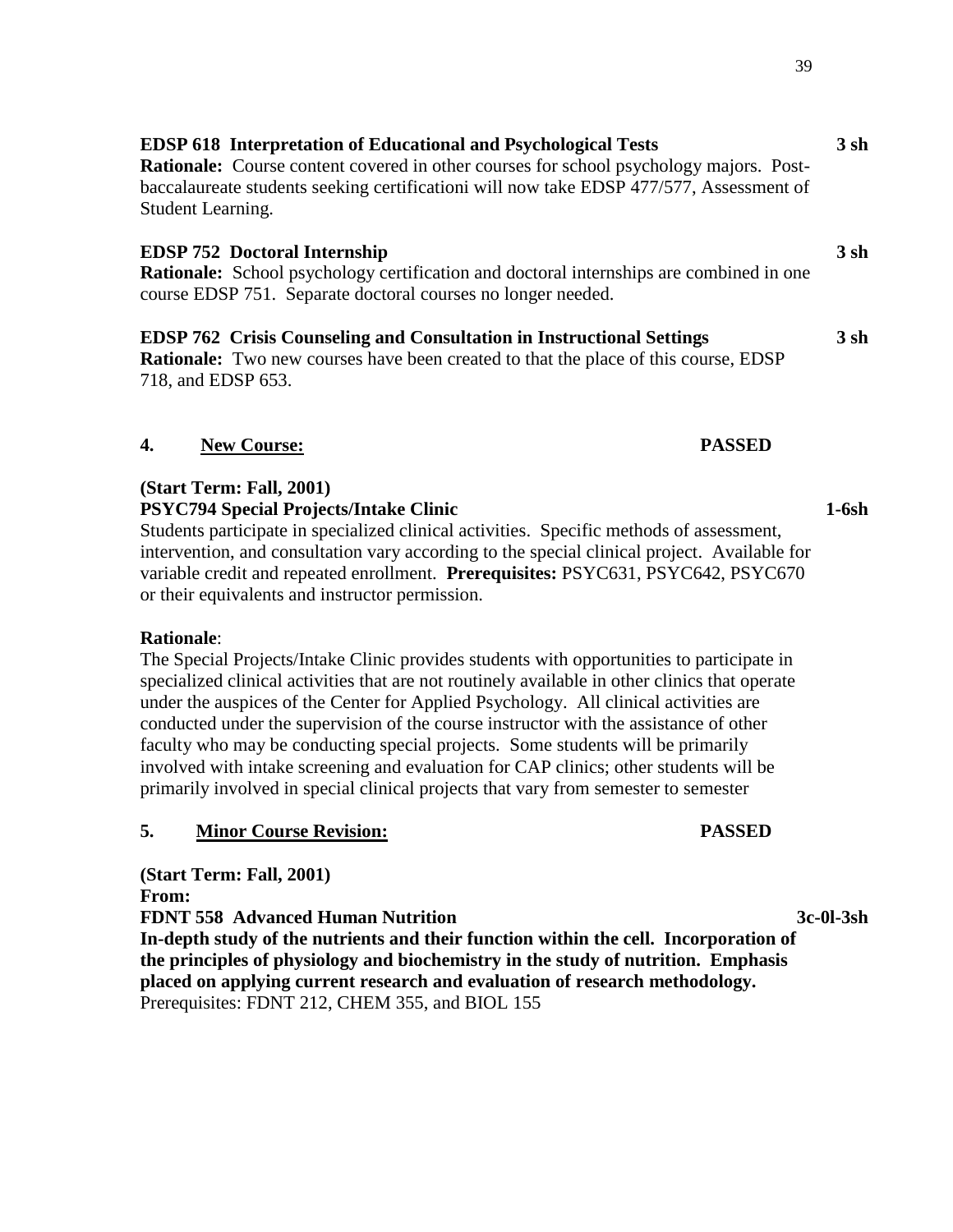**EDSP 618 Interpretation of Educational and Psychological Tests** **3 sh**
**Rationale:** Course content covered in other courses for school psychology majors. Post-baccalaureate students seeking certificationi will now take EDSP 477/577, Assessment of Student Learning.

**EDSP 752 Doctoral Internship** **3 sh**
**Rationale:** School psychology certification and doctoral internships are combined in one course EDSP 751. Separate doctoral courses no longer needed.

**EDSP 762 Crisis Counseling and Consultation in Instructional Settings** **3 sh**
**Rationale:** Two new courses have been created to that the place of this course, EDSP 718, and EDSP 653.

**4. New Course:** **PASSED**

**(Start Term: Fall, 2001)**
**PSYC794 Special Projects/Intake Clinic** **1-6sh**
Students participate in specialized clinical activities. Specific methods of assessment, intervention, and consultation vary according to the special clinical project. Available for variable credit and repeated enrollment. **Prerequisites:** PSYC631, PSYC642, PSYC670 or their equivalents and instructor permission.

**Rationale**:
The Special Projects/Intake Clinic provides students with opportunities to participate in specialized clinical activities that are not routinely available in other clinics that operate under the auspices of the Center for Applied Psychology. All clinical activities are conducted under the supervision of the course instructor with the assistance of other faculty who may be conducting special projects. Some students will be primarily involved with intake screening and evaluation for CAP clinics; other students will be primarily involved in special clinical projects that vary from semester to semester

**5. Minor Course Revision:** **PASSED**

**(Start Term: Fall, 2001)**
**From:**
**FDNT 558 Advanced Human Nutrition** **3c-0l-3sh**
**In-depth study of the nutrients and their function within the cell. Incorporation of the principles of physiology and biochemistry in the study of nutrition. Emphasis placed on applying current research and evaluation of research methodology.**
Prerequisites: FDNT 212, CHEM 355, and BIOL 155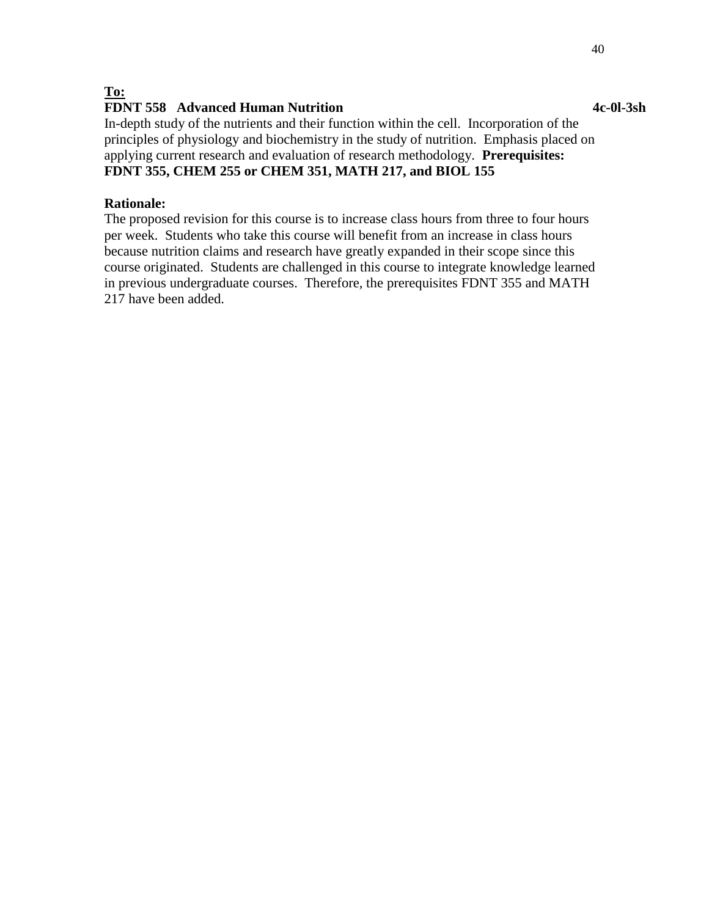**To:**

**FDNT 558 Advanced Human Nutrition** **4c-0l-3sh**

In-depth study of the nutrients and their function within the cell. Incorporation of the principles of physiology and biochemistry in the study of nutrition. Emphasis placed on applying current research and evaluation of research methodology. **Prerequisites: FDNT 355, CHEM 255 or CHEM 351, MATH 217, and BIOL 155**

**Rationale:**

The proposed revision for this course is to increase class hours from three to four hours per week. Students who take this course will benefit from an increase in class hours because nutrition claims and research have greatly expanded in their scope since this course originated. Students are challenged in this course to integrate knowledge learned in previous undergraduate courses. Therefore, the prerequisites FDNT 355 and MATH 217 have been added.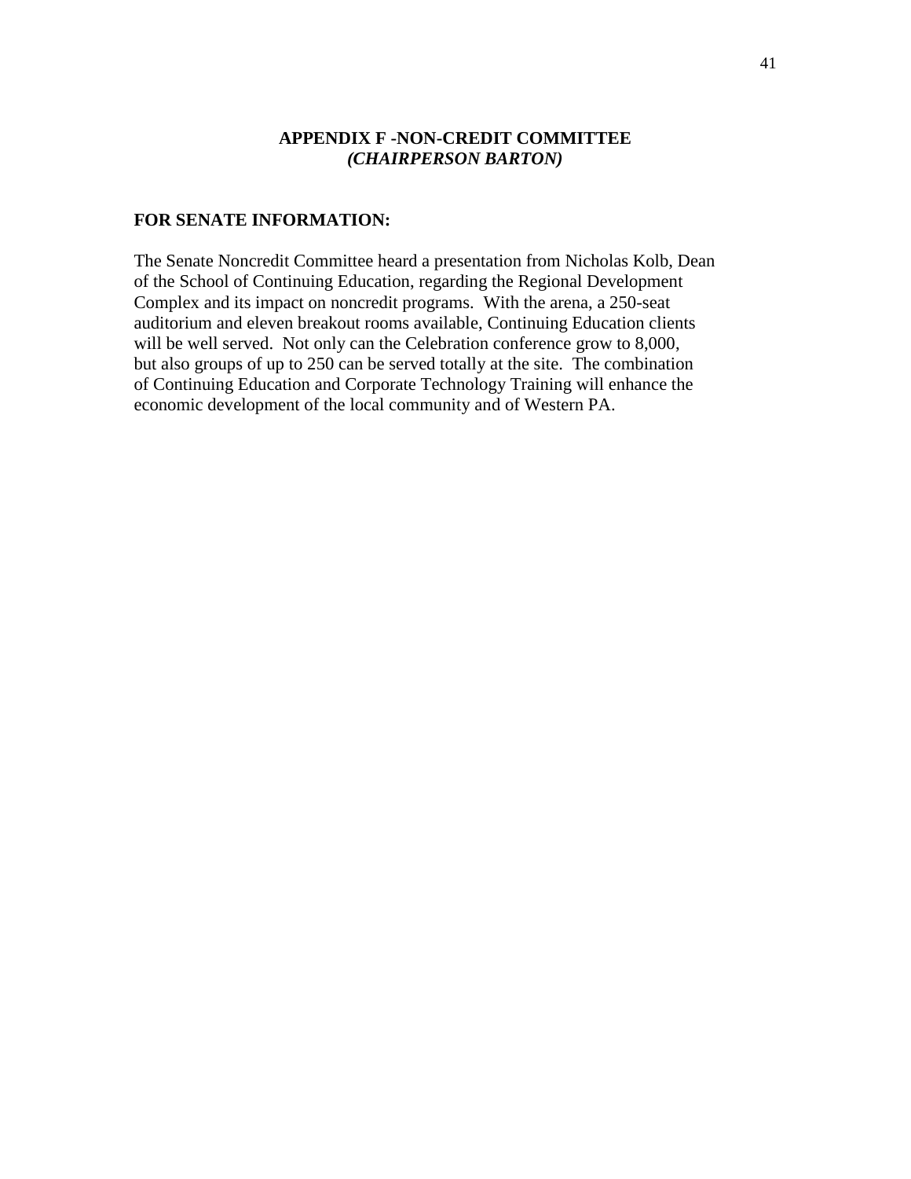## APPENDIX F -NON-CREDIT COMMITTEE
### *(CHAIRPERSON BARTON)*

**FOR SENATE INFORMATION:**

The Senate Noncredit Committee heard a presentation from Nicholas Kolb, Dean of the School of Continuing Education, regarding the Regional Development Complex and its impact on noncredit programs. With the arena, a 250-seat auditorium and eleven breakout rooms available, Continuing Education clients will be well served. Not only can the Celebration conference grow to 8,000, but also groups of up to 250 can be served totally at the site. The combination of Continuing Education and Corporate Technology Training will enhance the economic development of the local community and of Western PA.